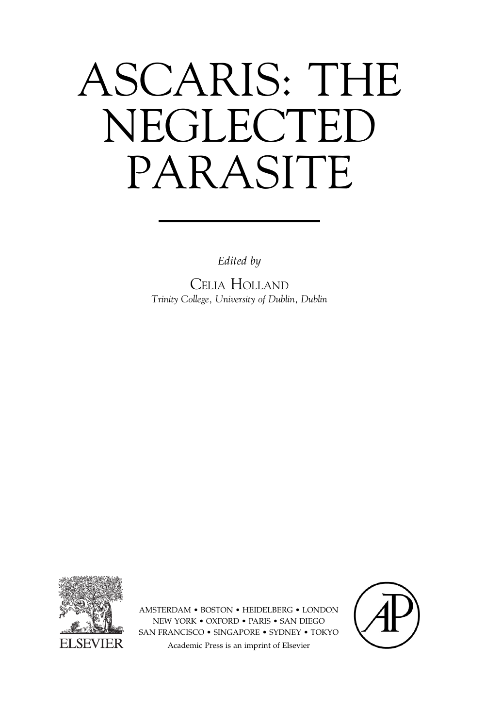# ASCARIS: THE NEGLECTED PARASITE

*Edited by*

Celia Holland

*Trinity College, University of Dublin, Dublin*

ELSEVIER

AMSTERDAM • BOSTON • HEIDELBERG • LONDON
NEW YORK • OXFORD • PARIS • SAN DIEGO
SAN FRANCISCO • SINGAPORE • SYDNEY • TOKYO

Academic Press is an imprint of Elsevier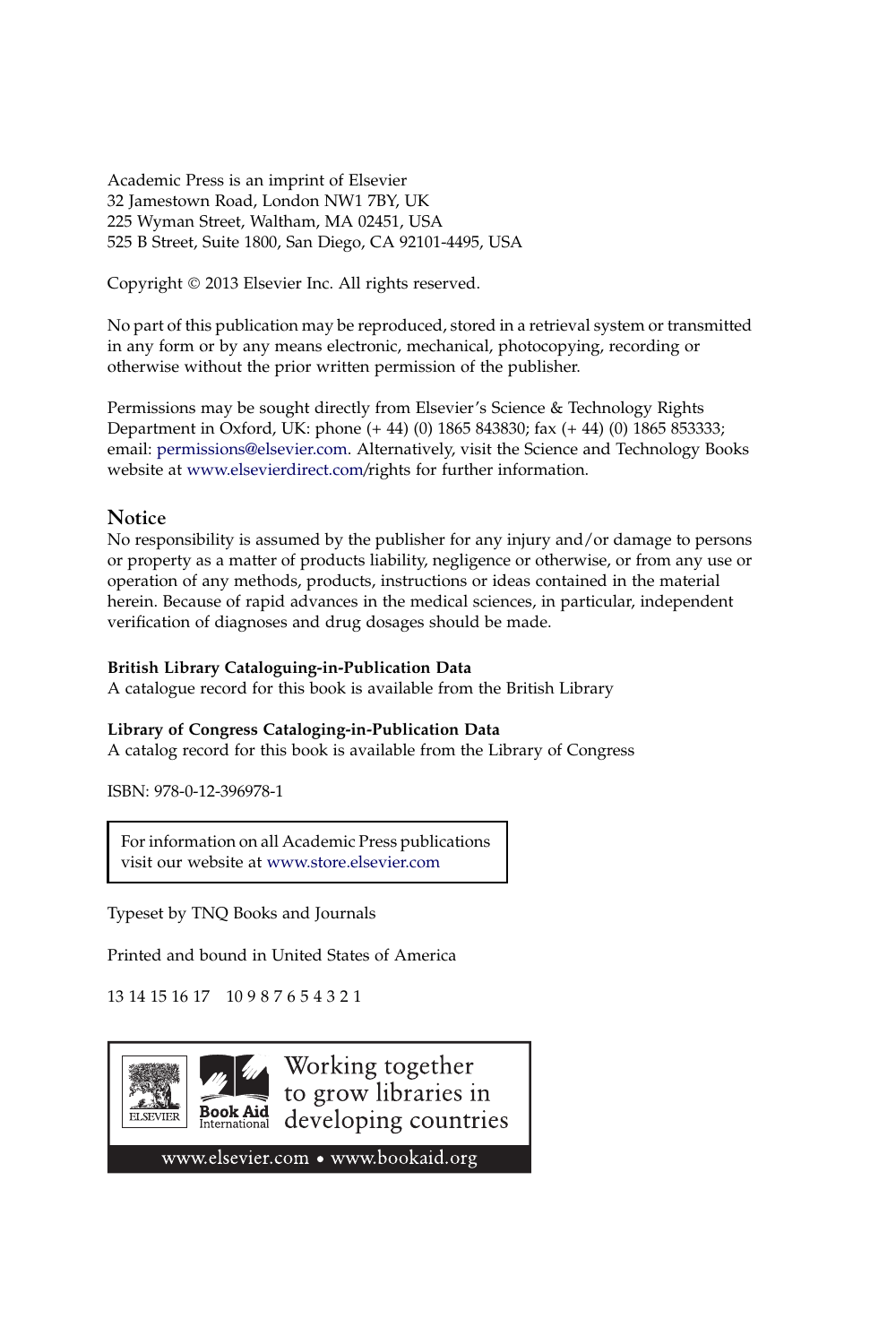Academic Press is an imprint of Elsevier
32 Jamestown Road, London NW1 7BY, UK
225 Wyman Street, Waltham, MA 02451, USA
525 B Street, Suite 1800, San Diego, CA 92101-4495, USA

Copyright © 2013 Elsevier Inc. All rights reserved.

No part of this publication may be reproduced, stored in a retrieval system or transmitted in any form or by any means electronic, mechanical, photocopying, recording or otherwise without the prior written permission of the publisher.

Permissions may be sought directly from Elsevier's Science & Technology Rights Department in Oxford, UK: phone (+ 44) (0) 1865 843830; fax (+ 44) (0) 1865 853333; email: permissions@elsevier.com. Alternatively, visit the Science and Technology Books website at www.elsevierdirect.com/rights for further information.

## Notice

No responsibility is assumed by the publisher for any injury and/or damage to persons or property as a matter of products liability, negligence or otherwise, or from any use or operation of any methods, products, instructions or ideas contained in the material herein. Because of rapid advances in the medical sciences, in particular, independent verification of diagnoses and drug dosages should be made.

**British Library Cataloguing-in-Publication Data**
A catalogue record for this book is available from the British Library

**Library of Congress Cataloging-in-Publication Data**
A catalog record for this book is available from the Library of Congress

ISBN: 978-0-12-396978-1

For information on all Academic Press publications visit our website at www.store.elsevier.com

Typeset by TNQ Books and Journals

Printed and bound in United States of America

13 14 15 16 17 10 9 8 7 6 5 4 3 2 1

Working together to grow libraries in developing countries

www.elsevier.com • www.bookaid.org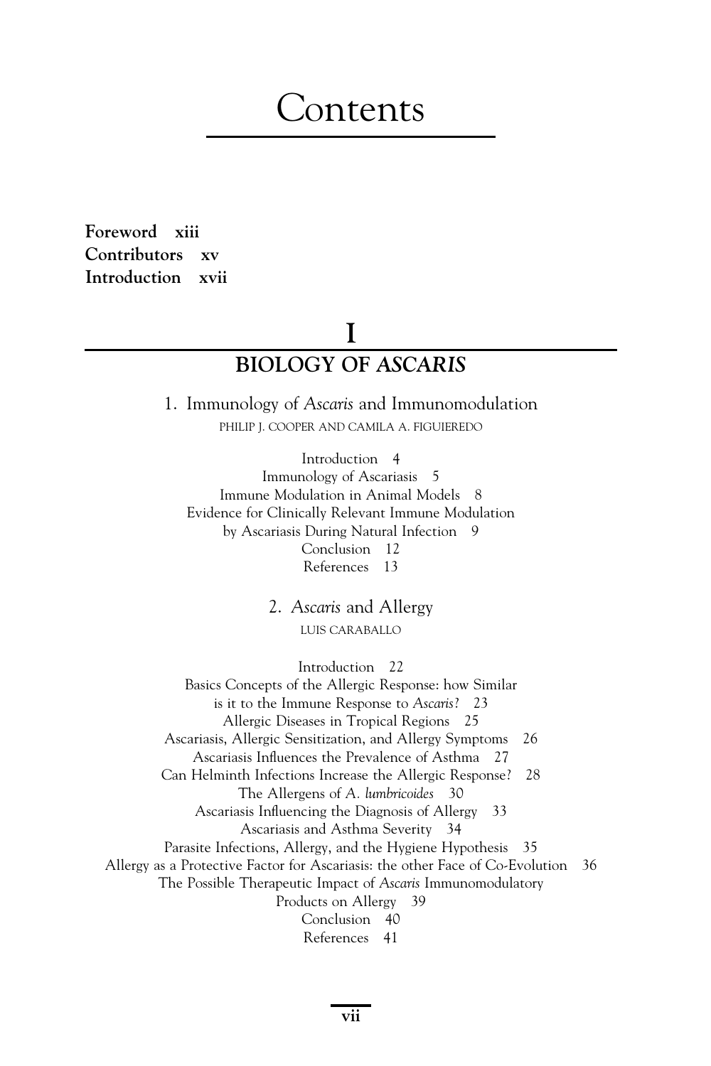# Contents

**Foreword xiii**
**Contributors xv**
**Introduction xvii**

## I
## BIOLOGY OF *ASCARIS*

### 1. Immunology of *Ascaris* and Immunomodulation

PHILIP J. COOPER AND CAMILA A. FIGUIEREDO

Introduction 4
Immunology of Ascariasis 5
Immune Modulation in Animal Models 8
Evidence for Clinically Relevant Immune Modulation by Ascariasis During Natural Infection 9
Conclusion 12
References 13

### 2. *Ascaris* and Allergy

LUIS CARABALLO

Introduction 22
Basics Concepts of the Allergic Response: how Similar is it to the Immune Response to *Ascaris*? 23
Allergic Diseases in Tropical Regions 25
Ascariasis, Allergic Sensitization, and Allergy Symptoms 26
Ascariasis Influences the Prevalence of Asthma 27
Can Helminth Infections Increase the Allergic Response? 28
The Allergens of *A. lumbricoides* 30
Ascariasis Influencing the Diagnosis of Allergy 33
Ascariasis and Asthma Severity 34
Parasite Infections, Allergy, and the Hygiene Hypothesis 35
Allergy as a Protective Factor for Ascariasis: the other Face of Co-Evolution 36
The Possible Therapeutic Impact of *Ascaris* Immunomodulatory Products on Allergy 39
Conclusion 40
References 41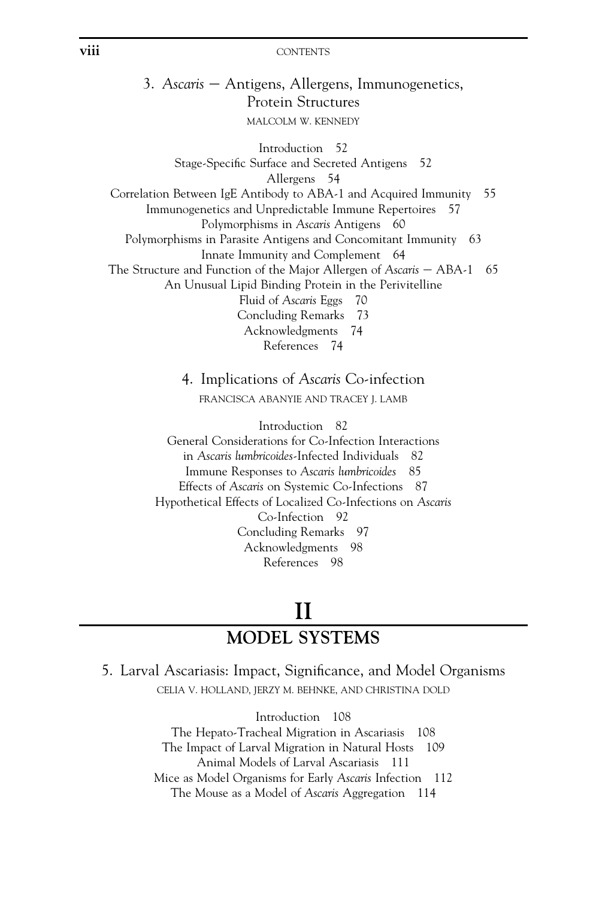## 3. *Ascaris* — Antigens, Allergens, Immunogenetics, Protein Structures

MALCOLM W. KENNEDY

Introduction 52
Stage-Specific Surface and Secreted Antigens 52
Allergens 54
Correlation Between IgE Antibody to ABA-1 and Acquired Immunity 55
Immunogenetics and Unpredictable Immune Repertoires 57
Polymorphisms in *Ascaris* Antigens 60
Polymorphisms in Parasite Antigens and Concomitant Immunity 63
Innate Immunity and Complement 64
The Structure and Function of the Major Allergen of *Ascaris* — ABA-1 65
An Unusual Lipid Binding Protein in the Perivitelline Fluid of *Ascaris* Eggs 70
Concluding Remarks 73
Acknowledgments 74
References 74

## 4. Implications of *Ascaris* Co-infection

FRANCISCA ABANYIE AND TRACEY J. LAMB

Introduction 82
General Considerations for Co-Infection Interactions in *Ascaris lumbricoides*-Infected Individuals 82
Immune Responses to *Ascaris lumbricoides* 85
Effects of *Ascaris* on Systemic Co-Infections 87
Hypothetical Effects of Localized Co-Infections on *Ascaris* Co-Infection 92
Concluding Remarks 97
Acknowledgments 98
References 98

# II MODEL SYSTEMS

## 5. Larval Ascariasis: Impact, Significance, and Model Organisms

CELIA V. HOLLAND, JERZY M. BEHNKE, AND CHRISTINA DOLD

Introduction 108
The Hepato-Tracheal Migration in Ascariasis 108
The Impact of Larval Migration in Natural Hosts 109
Animal Models of Larval Ascariasis 111
Mice as Model Organisms for Early *Ascaris* Infection 112
The Mouse as a Model of *Ascaris* Aggregation 114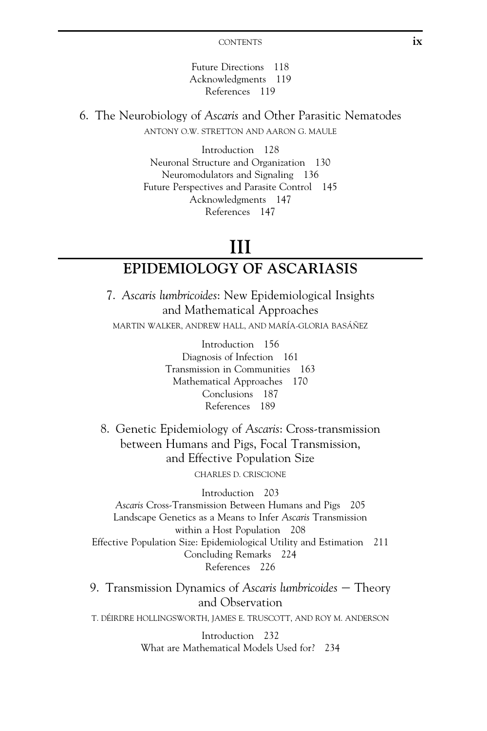Future Directions 118
Acknowledgments 119
References 119

## 6. The Neurobiology of *Ascaris* and Other Parasitic Nematodes

ANTONY O.W. STRETTON AND AARON G. MAULE

Introduction 128
Neuronal Structure and Organization 130
Neuromodulators and Signaling 136
Future Perspectives and Parasite Control 145
Acknowledgments 147
References 147

# III
# EPIDEMIOLOGY OF ASCARIASIS

## 7. *Ascaris lumbricoides*: New Epidemiological Insights and Mathematical Approaches

MARTIN WALKER, ANDREW HALL, AND MARÍA-GLORIA BASÁÑEZ

Introduction 156
Diagnosis of Infection 161
Transmission in Communities 163
Mathematical Approaches 170
Conclusions 187
References 189

## 8. Genetic Epidemiology of *Ascaris*: Cross-transmission between Humans and Pigs, Focal Transmission, and Effective Population Size

CHARLES D. CRISCIONE

Introduction 203
*Ascaris* Cross-Transmission Between Humans and Pigs 205
Landscape Genetics as a Means to Infer *Ascaris* Transmission within a Host Population 208
Effective Population Size: Epidemiological Utility and Estimation 211
Concluding Remarks 224
References 226

## 9. Transmission Dynamics of *Ascaris lumbricoides* — Theory and Observation

T. DÉIRDRE HOLLINGSWORTH, JAMES E. TRUSCOTT, AND ROY M. ANDERSON

Introduction 232
What are Mathematical Models Used for? 234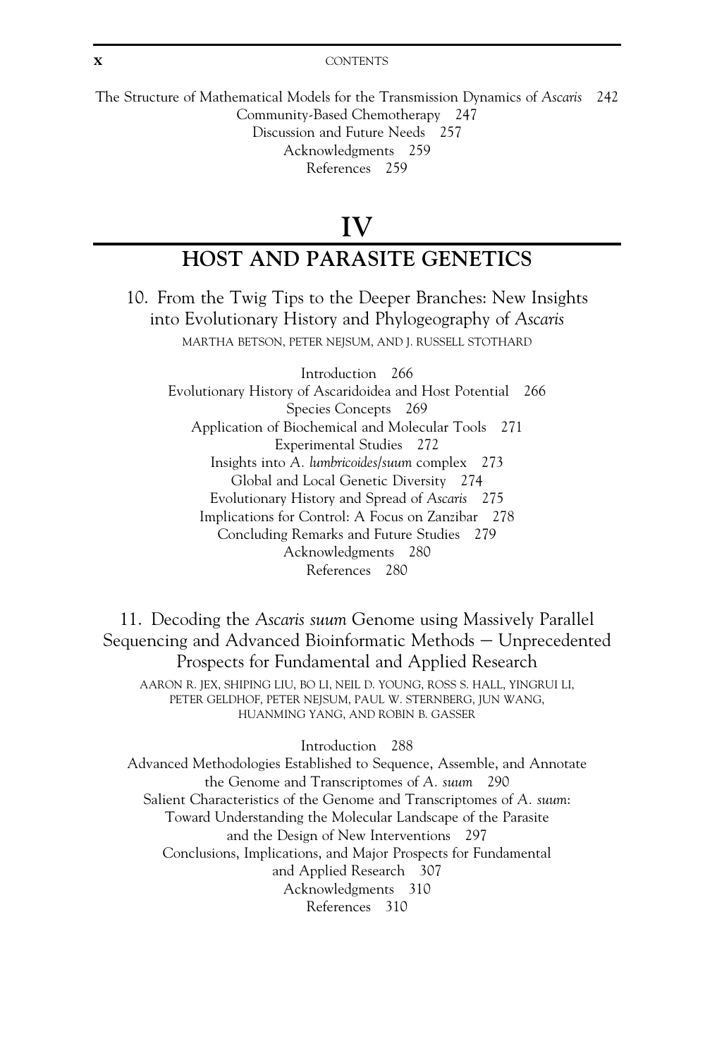The Structure of Mathematical Models for the Transmission Dynamics of *Ascaris* 242
Community-Based Chemotherapy 247
Discussion and Future Needs 257
Acknowledgments 259
References 259

# IV

# HOST AND PARASITE GENETICS

## 10. From the Twig Tips to the Deeper Branches: New Insights into Evolutionary History and Phylogeography of *Ascaris*

MARTHA BETSON, PETER NEJSUM, AND J. RUSSELL STOTHARD

Introduction 266
Evolutionary History of Ascaridoidea and Host Potential 266
Species Concepts 269
Application of Biochemical and Molecular Tools 271
Experimental Studies 272
Insights into *A. lumbricoides/suum* complex 273
Global and Local Genetic Diversity 274
Evolutionary History and Spread of *Ascaris* 275
Implications for Control: A Focus on Zanzibar 278
Concluding Remarks and Future Studies 279
Acknowledgments 280
References 280

## 11. Decoding the *Ascaris suum* Genome using Massively Parallel Sequencing and Advanced Bioinformatic Methods — Unprecedented Prospects for Fundamental and Applied Research

AARON R. JEX, SHIPING LIU, BO LI, NEIL D. YOUNG, ROSS S. HALL, YINGRUI LI, PETER GELDHOF, PETER NEJSUM, PAUL W. STERNBERG, JUN WANG, HUANMING YANG, AND ROBIN B. GASSER

Introduction 288
Advanced Methodologies Established to Sequence, Assemble, and Annotate the Genome and Transcriptomes of *A. suum* 290
Salient Characteristics of the Genome and Transcriptomes of *A. suum*: Toward Understanding the Molecular Landscape of the Parasite and the Design of New Interventions 297
Conclusions, Implications, and Major Prospects for Fundamental and Applied Research 307
Acknowledgments 310
References 310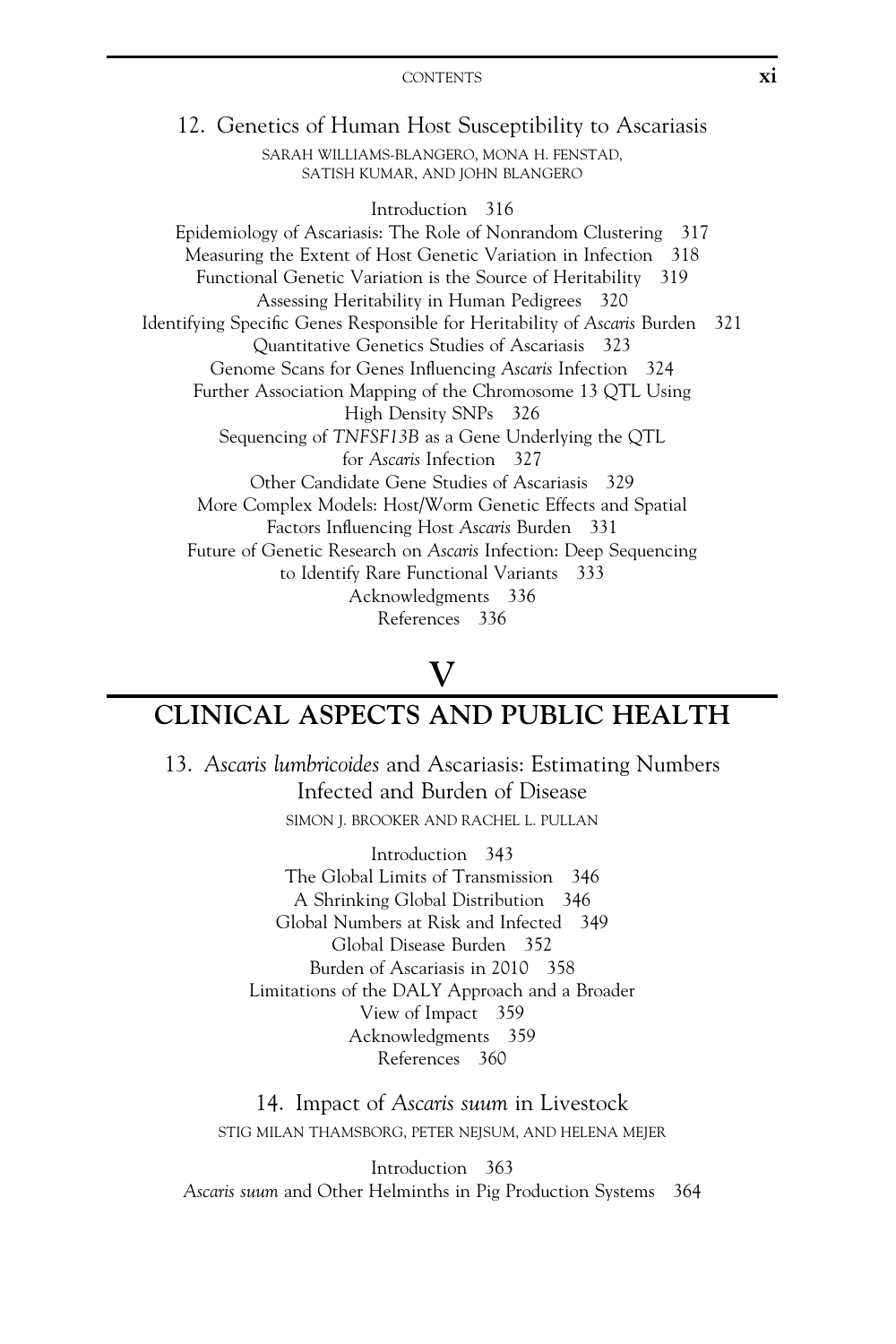12. Genetics of Human Host Susceptibility to Ascariasis

SARAH WILLIAMS-BLANGERO, MONA H. FENSTAD, SATISH KUMAR, AND JOHN BLANGERO

Introduction 316
Epidemiology of Ascariasis: The Role of Nonrandom Clustering 317
Measuring the Extent of Host Genetic Variation in Infection 318
Functional Genetic Variation is the Source of Heritability 319
Assessing Heritability in Human Pedigrees 320
Identifying Specific Genes Responsible for Heritability of *Ascaris* Burden 321
Quantitative Genetics Studies of Ascariasis 323
Genome Scans for Genes Influencing *Ascaris* Infection 324
Further Association Mapping of the Chromosome 13 QTL Using High Density SNPs 326
Sequencing of *TNFSF13B* as a Gene Underlying the QTL for *Ascaris* Infection 327
Other Candidate Gene Studies of Ascariasis 329
More Complex Models: Host/Worm Genetic Effects and Spatial Factors Influencing Host *Ascaris* Burden 331
Future of Genetic Research on *Ascaris* Infection: Deep Sequencing to Identify Rare Functional Variants 333
Acknowledgments 336
References 336

# V

# CLINICAL ASPECTS AND PUBLIC HEALTH

13. *Ascaris lumbricoides* and Ascariasis: Estimating Numbers Infected and Burden of Disease

SIMON J. BROOKER AND RACHEL L. PULLAN

Introduction 343
The Global Limits of Transmission 346
A Shrinking Global Distribution 346
Global Numbers at Risk and Infected 349
Global Disease Burden 352
Burden of Ascariasis in 2010 358
Limitations of the DALY Approach and a Broader View of Impact 359
Acknowledgments 359
References 360

14. Impact of *Ascaris suum* in Livestock

STIG MILAN THAMSBORG, PETER NEJSUM, AND HELENA MEJER

Introduction 363
*Ascaris suum* and Other Helminths in Pig Production Systems 364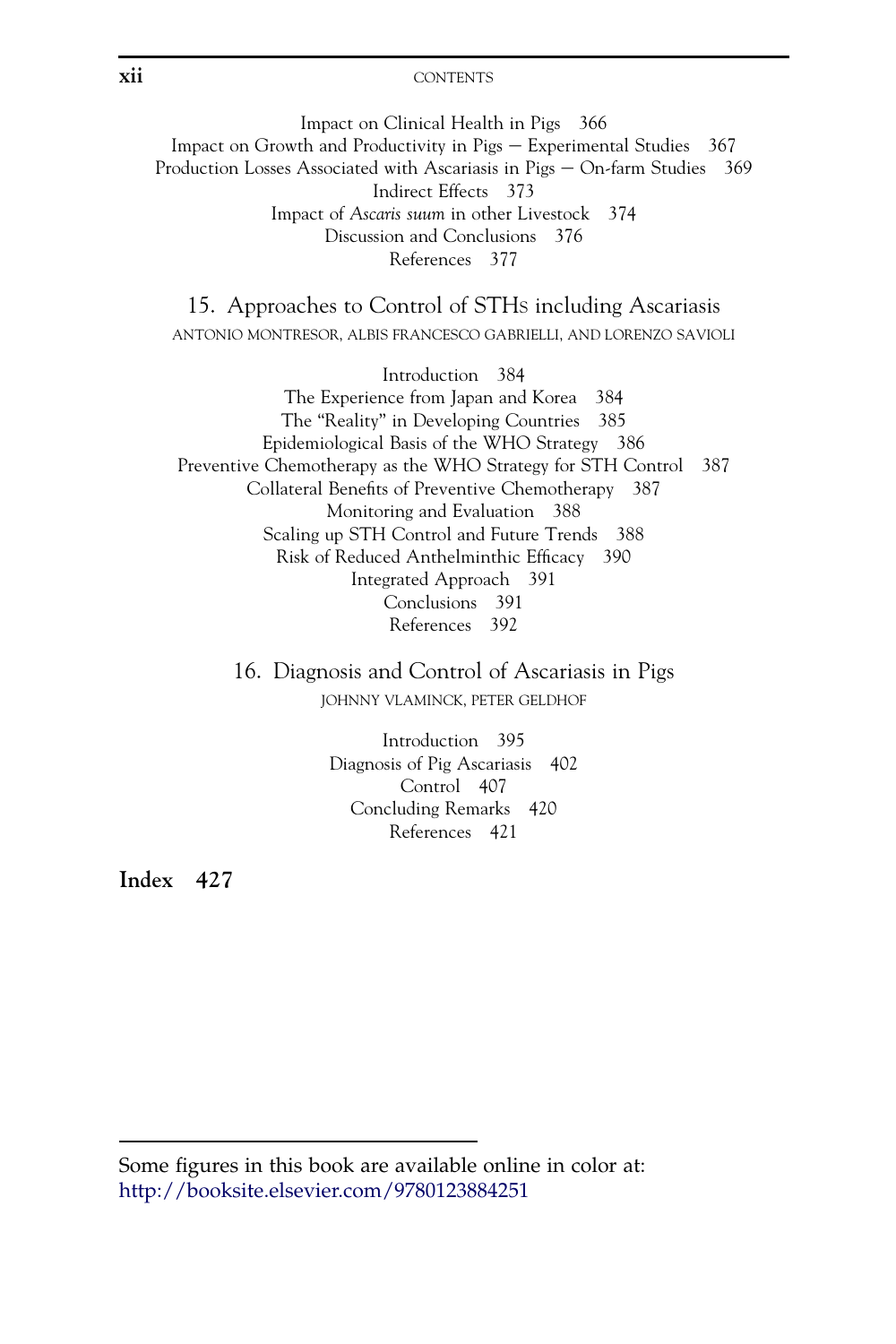Impact on Clinical Health in Pigs 366
Impact on Growth and Productivity in Pigs — Experimental Studies 367
Production Losses Associated with Ascariasis in Pigs — On-farm Studies 369
Indirect Effects 373
Impact of *Ascaris suum* in other Livestock 374
Discussion and Conclusions 376
References 377

## 15. Approaches to Control of STHs including Ascariasis

ANTONIO MONTRESOR, ALBIS FRANCESCO GABRIELLI, AND LORENZO SAVIOLI

Introduction 384
The Experience from Japan and Korea 384
The "Reality" in Developing Countries 385
Epidemiological Basis of the WHO Strategy 386
Preventive Chemotherapy as the WHO Strategy for STH Control 387
Collateral Benefits of Preventive Chemotherapy 387
Monitoring and Evaluation 388
Scaling up STH Control and Future Trends 388
Risk of Reduced Anthelminthic Efficacy 390
Integrated Approach 391
Conclusions 391
References 392

## 16. Diagnosis and Control of Ascariasis in Pigs

JOHNNY VLAMINCK, PETER GELDHOF

Introduction 395
Diagnosis of Pig Ascariasis 402
Control 407
Concluding Remarks 420
References 421

**Index 427**

---

Some figures in this book are available online in color at:
http://booksite.elsevier.com/9780123884251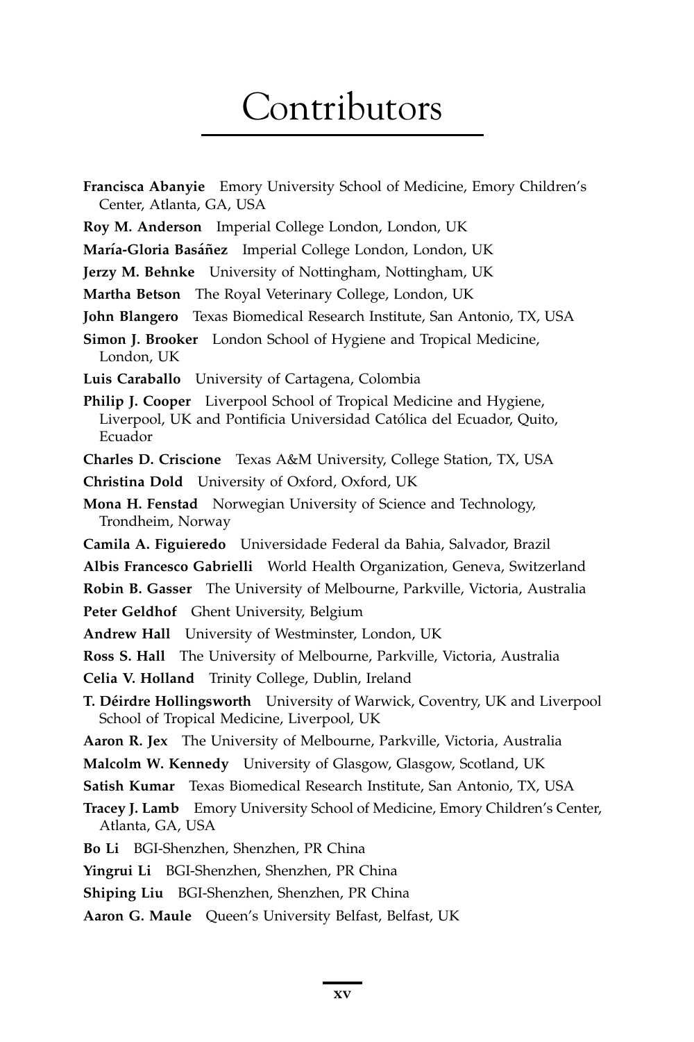# Contributors

**Francisca Abanyie** Emory University School of Medicine, Emory Children's Center, Atlanta, GA, USA

**Roy M. Anderson** Imperial College London, London, UK

**María-Gloria Basáñez** Imperial College London, London, UK

**Jerzy M. Behnke** University of Nottingham, Nottingham, UK

**Martha Betson** The Royal Veterinary College, London, UK

**John Blangero** Texas Biomedical Research Institute, San Antonio, TX, USA

**Simon J. Brooker** London School of Hygiene and Tropical Medicine, London, UK

**Luis Caraballo** University of Cartagena, Colombia

**Philip J. Cooper** Liverpool School of Tropical Medicine and Hygiene, Liverpool, UK and Pontificia Universidad Católica del Ecuador, Quito, Ecuador

**Charles D. Criscione** Texas A&M University, College Station, TX, USA

**Christina Dold** University of Oxford, Oxford, UK

**Mona H. Fenstad** Norwegian University of Science and Technology, Trondheim, Norway

**Camila A. Figuieredo** Universidade Federal da Bahia, Salvador, Brazil

**Albis Francesco Gabrielli** World Health Organization, Geneva, Switzerland

**Robin B. Gasser** The University of Melbourne, Parkville, Victoria, Australia

**Peter Geldhof** Ghent University, Belgium

**Andrew Hall** University of Westminster, London, UK

**Ross S. Hall** The University of Melbourne, Parkville, Victoria, Australia

**Celia V. Holland** Trinity College, Dublin, Ireland

**T. Déirdre Hollingsworth** University of Warwick, Coventry, UK and Liverpool School of Tropical Medicine, Liverpool, UK

**Aaron R. Jex** The University of Melbourne, Parkville, Victoria, Australia

**Malcolm W. Kennedy** University of Glasgow, Glasgow, Scotland, UK

**Satish Kumar** Texas Biomedical Research Institute, San Antonio, TX, USA

**Tracey J. Lamb** Emory University School of Medicine, Emory Children's Center, Atlanta, GA, USA

**Bo Li** BGI-Shenzhen, Shenzhen, PR China

**Yingrui Li** BGI-Shenzhen, Shenzhen, PR China

**Shiping Liu** BGI-Shenzhen, Shenzhen, PR China

**Aaron G. Maule** Queen's University Belfast, Belfast, UK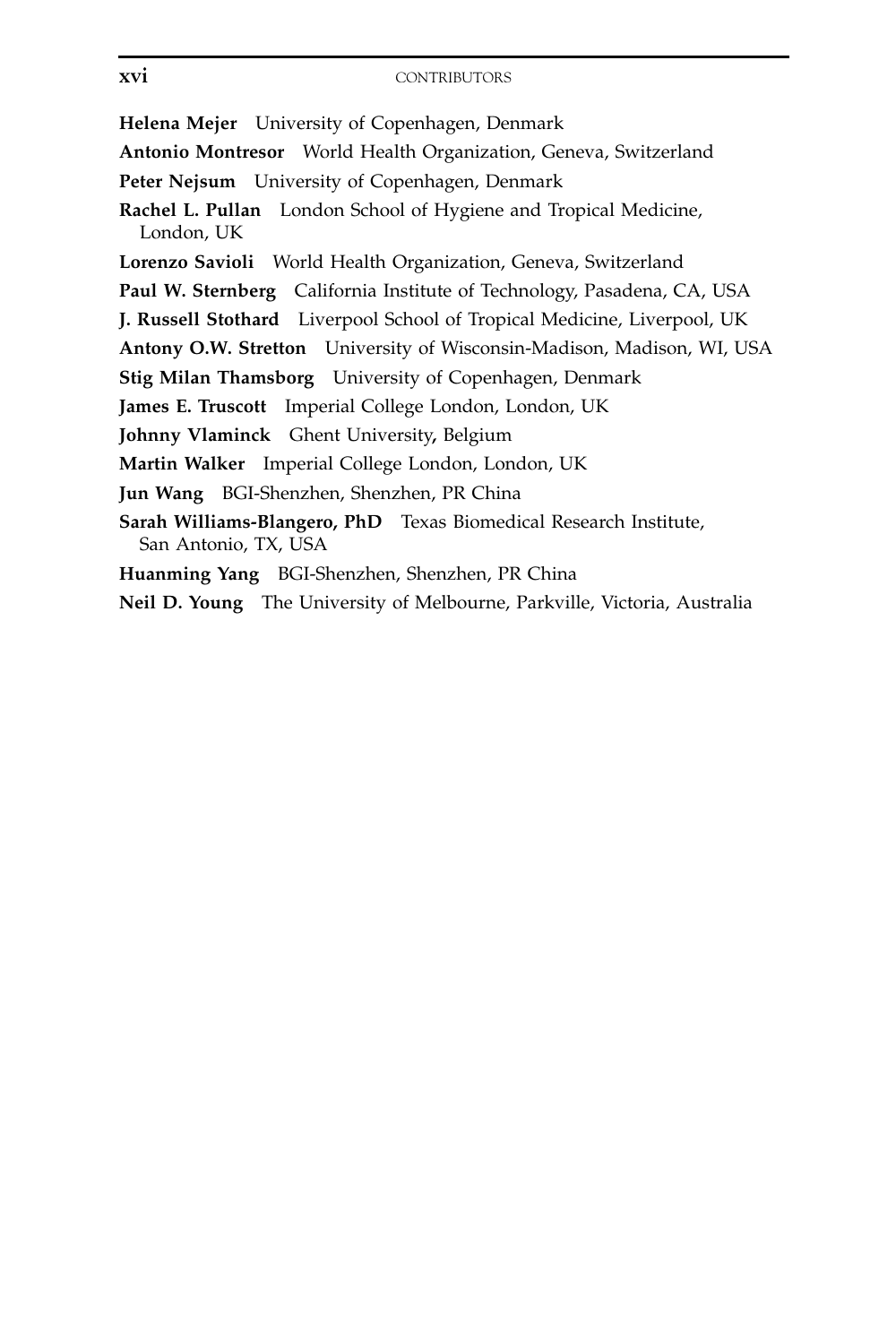**Helena Mejer** University of Copenhagen, Denmark

**Antonio Montresor** World Health Organization, Geneva, Switzerland

**Peter Nejsum** University of Copenhagen, Denmark

**Rachel L. Pullan** London School of Hygiene and Tropical Medicine, London, UK

**Lorenzo Savioli** World Health Organization, Geneva, Switzerland

**Paul W. Sternberg** California Institute of Technology, Pasadena, CA, USA

**J. Russell Stothard** Liverpool School of Tropical Medicine, Liverpool, UK

**Antony O.W. Stretton** University of Wisconsin-Madison, Madison, WI, USA

**Stig Milan Thamsborg** University of Copenhagen, Denmark

**James E. Truscott** Imperial College London, London, UK

**Johnny Vlaminck** Ghent University**,** Belgium

**Martin Walker** Imperial College London, London, UK

**Jun Wang** BGI-Shenzhen, Shenzhen, PR China

**Sarah Williams-Blangero, PhD** Texas Biomedical Research Institute, San Antonio, TX, USA

**Huanming Yang** BGI-Shenzhen, Shenzhen, PR China

**Neil D. Young** The University of Melbourne, Parkville, Victoria, Australia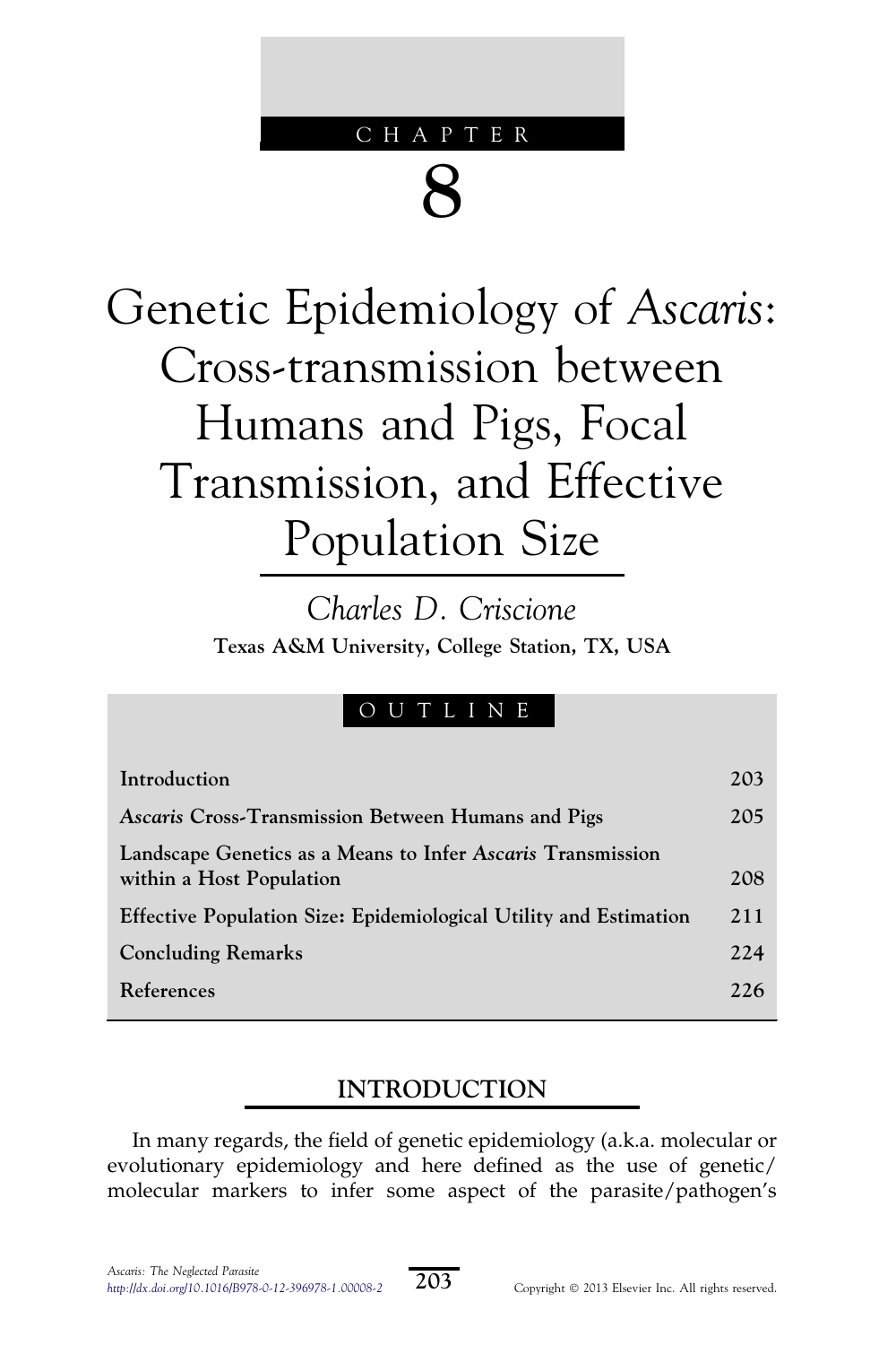CHAPTER

# 8

# Genetic Epidemiology of *Ascaris*: Cross-transmission between Humans and Pigs, Focal Transmission, and Effective Population Size

*Charles D. Criscione*

**Texas A&M University, College Station, TX, USA**

OUTLINE

| | |
|---|---|
| **Introduction** | **203** |
| ***Ascaris* Cross-Transmission Between Humans and Pigs** | **205** |
| **Landscape Genetics as a Means to Infer *Ascaris* Transmission within a Host Population** | **208** |
| **Effective Population Size: Epidemiological Utility and Estimation** | **211** |
| **Concluding Remarks** | **224** |
| **References** | **226** |

## INTRODUCTION

In many regards, the field of genetic epidemiology (a.k.a. molecular or evolutionary epidemiology and here defined as the use of genetic/molecular markers to infer some aspect of the parasite/pathogen's

*Ascaris: The Neglected Parasite*
http://dx.doi.org/10.1016/B978-0-12-396978-1.00008-2

Copyright © 2013 Elsevier Inc. All rights reserved.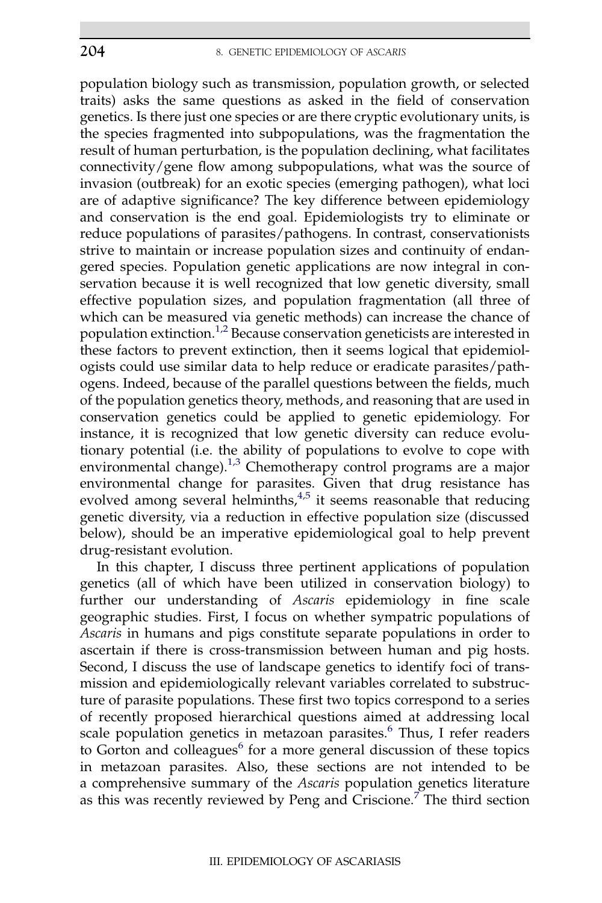population biology such as transmission, population growth, or selected traits) asks the same questions as asked in the field of conservation genetics. Is there just one species or are there cryptic evolutionary units, is the species fragmented into subpopulations, was the fragmentation the result of human perturbation, is the population declining, what facilitates connectivity/gene flow among subpopulations, what was the source of invasion (outbreak) for an exotic species (emerging pathogen), what loci are of adaptive significance? The key difference between epidemiology and conservation is the end goal. Epidemiologists try to eliminate or reduce populations of parasites/pathogens. In contrast, conservationists strive to maintain or increase population sizes and continuity of endangered species. Population genetic applications are now integral in conservation because it is well recognized that low genetic diversity, small effective population sizes, and population fragmentation (all three of which can be measured via genetic methods) can increase the chance of population extinction.[1,2] Because conservation geneticists are interested in these factors to prevent extinction, then it seems logical that epidemiologists could use similar data to help reduce or eradicate parasites/pathogens. Indeed, because of the parallel questions between the fields, much of the population genetics theory, methods, and reasoning that are used in conservation genetics could be applied to genetic epidemiology. For instance, it is recognized that low genetic diversity can reduce evolutionary potential (i.e. the ability of populations to evolve to cope with environmental change).[1,3] Chemotherapy control programs are a major environmental change for parasites. Given that drug resistance has evolved among several helminths,[4,5] it seems reasonable that reducing genetic diversity, via a reduction in effective population size (discussed below), should be an imperative epidemiological goal to help prevent drug-resistant evolution.

In this chapter, I discuss three pertinent applications of population genetics (all of which have been utilized in conservation biology) to further our understanding of *Ascaris* epidemiology in fine scale geographic studies. First, I focus on whether sympatric populations of *Ascaris* in humans and pigs constitute separate populations in order to ascertain if there is cross-transmission between human and pig hosts. Second, I discuss the use of landscape genetics to identify foci of transmission and epidemiologically relevant variables correlated to substructure of parasite populations. These first two topics correspond to a series of recently proposed hierarchical questions aimed at addressing local scale population genetics in metazoan parasites.[6] Thus, I refer readers to Gorton and colleagues[6] for a more general discussion of these topics in metazoan parasites. Also, these sections are not intended to be a comprehensive summary of the *Ascaris* population genetics literature as this was recently reviewed by Peng and Criscione.[7] The third section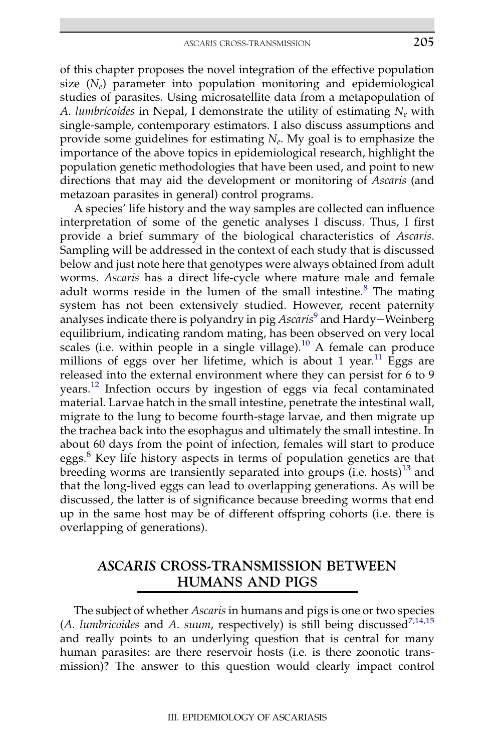of this chapter proposes the novel integration of the effective population size ($N_e$) parameter into population monitoring and epidemiological studies of parasites. Using microsatellite data from a metapopulation of *A. lumbricoides* in Nepal, I demonstrate the utility of estimating $N_e$ with single-sample, contemporary estimators. I also discuss assumptions and provide some guidelines for estimating $N_e$. My goal is to emphasize the importance of the above topics in epidemiological research, highlight the population genetic methodologies that have been used, and point to new directions that may aid the development or monitoring of *Ascaris* (and metazoan parasites in general) control programs.

A species' life history and the way samples are collected can influence interpretation of some of the genetic analyses I discuss. Thus, I first provide a brief summary of the biological characteristics of *Ascaris*. Sampling will be addressed in the context of each study that is discussed below and just note here that genotypes were always obtained from adult worms. *Ascaris* has a direct life-cycle where mature male and female adult worms reside in the lumen of the small intestine.[8] The mating system has not been extensively studied. However, recent paternity analyses indicate there is polyandry in pig *Ascaris*[9] and Hardy–Weinberg equilibrium, indicating random mating, has been observed on very local scales (i.e. within people in a single village).[10] A female can produce millions of eggs over her lifetime, which is about 1 year.[11] Eggs are released into the external environment where they can persist for 6 to 9 years.[12] Infection occurs by ingestion of eggs via fecal contaminated material. Larvae hatch in the small intestine, penetrate the intestinal wall, migrate to the lung to become fourth-stage larvae, and then migrate up the trachea back into the esophagus and ultimately the small intestine. In about 60 days from the point of infection, females will start to produce eggs.[8] Key life history aspects in terms of population genetics are that breeding worms are transiently separated into groups (i.e. hosts)[13] and that the long-lived eggs can lead to overlapping generations. As will be discussed, the latter is of significance because breeding worms that end up in the same host may be of different offspring cohorts (i.e. there is overlapping of generations).

## *ASCARIS* CROSS-TRANSMISSION BETWEEN HUMANS AND PIGS

The subject of whether *Ascaris* in humans and pigs is one or two species (*A. lumbricoides* and *A. suum*, respectively) is still being discussed[7,14,15] and really points to an underlying question that is central for many human parasites: are there reservoir hosts (i.e. is there zoonotic transmission)? The answer to this question would clearly impact control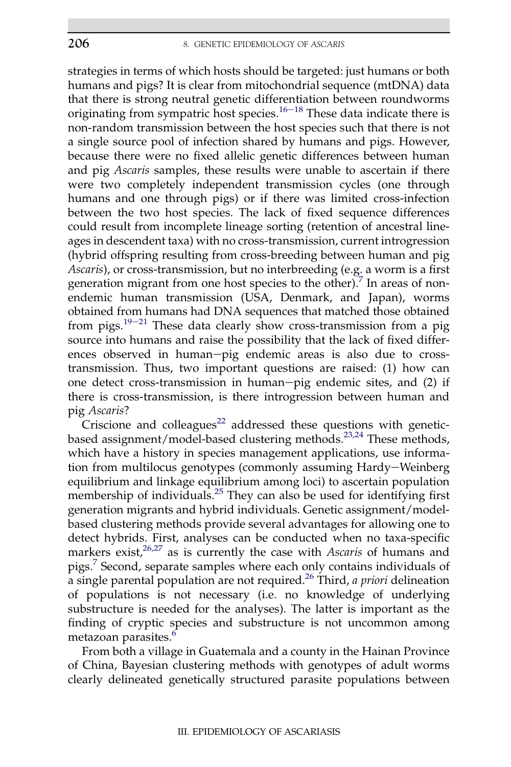strategies in terms of which hosts should be targeted: just humans or both humans and pigs? It is clear from mitochondrial sequence (mtDNA) data that there is strong neutral genetic differentiation between roundworms originating from sympatric host species.[16–18] These data indicate there is non-random transmission between the host species such that there is not a single source pool of infection shared by humans and pigs. However, because there were no fixed allelic genetic differences between human and pig *Ascaris* samples, these results were unable to ascertain if there were two completely independent transmission cycles (one through humans and one through pigs) or if there was limited cross-infection between the two host species. The lack of fixed sequence differences could result from incomplete lineage sorting (retention of ancestral lineages in descendent taxa) with no cross-transmission, current introgression (hybrid offspring resulting from cross-breeding between human and pig *Ascaris*), or cross-transmission, but no interbreeding (e.g. a worm is a first generation migrant from one host species to the other).[7] In areas of non-endemic human transmission (USA, Denmark, and Japan), worms obtained from humans had DNA sequences that matched those obtained from pigs.[19–21] These data clearly show cross-transmission from a pig source into humans and raise the possibility that the lack of fixed differences observed in human–pig endemic areas is also due to cross-transmission. Thus, two important questions are raised: (1) how can one detect cross-transmission in human–pig endemic sites, and (2) if there is cross-transmission, is there introgression between human and pig *Ascaris*?

Criscione and colleagues[22] addressed these questions with genetic-based assignment/model-based clustering methods.[23,24] These methods, which have a history in species management applications, use information from multilocus genotypes (commonly assuming Hardy–Weinberg equilibrium and linkage equilibrium among loci) to ascertain population membership of individuals.[25] They can also be used for identifying first generation migrants and hybrid individuals. Genetic assignment/model-based clustering methods provide several advantages for allowing one to detect hybrids. First, analyses can be conducted when no taxa-specific markers exist,[26,27] as is currently the case with *Ascaris* of humans and pigs.[7] Second, separate samples where each only contains individuals of a single parental population are not required.[26] Third, *a priori* delineation of populations is not necessary (i.e. no knowledge of underlying substructure is needed for the analyses). The latter is important as the finding of cryptic species and substructure is not uncommon among metazoan parasites.[6]

From both a village in Guatemala and a county in the Hainan Province of China, Bayesian clustering methods with genotypes of adult worms clearly delineated genetically structured parasite populations between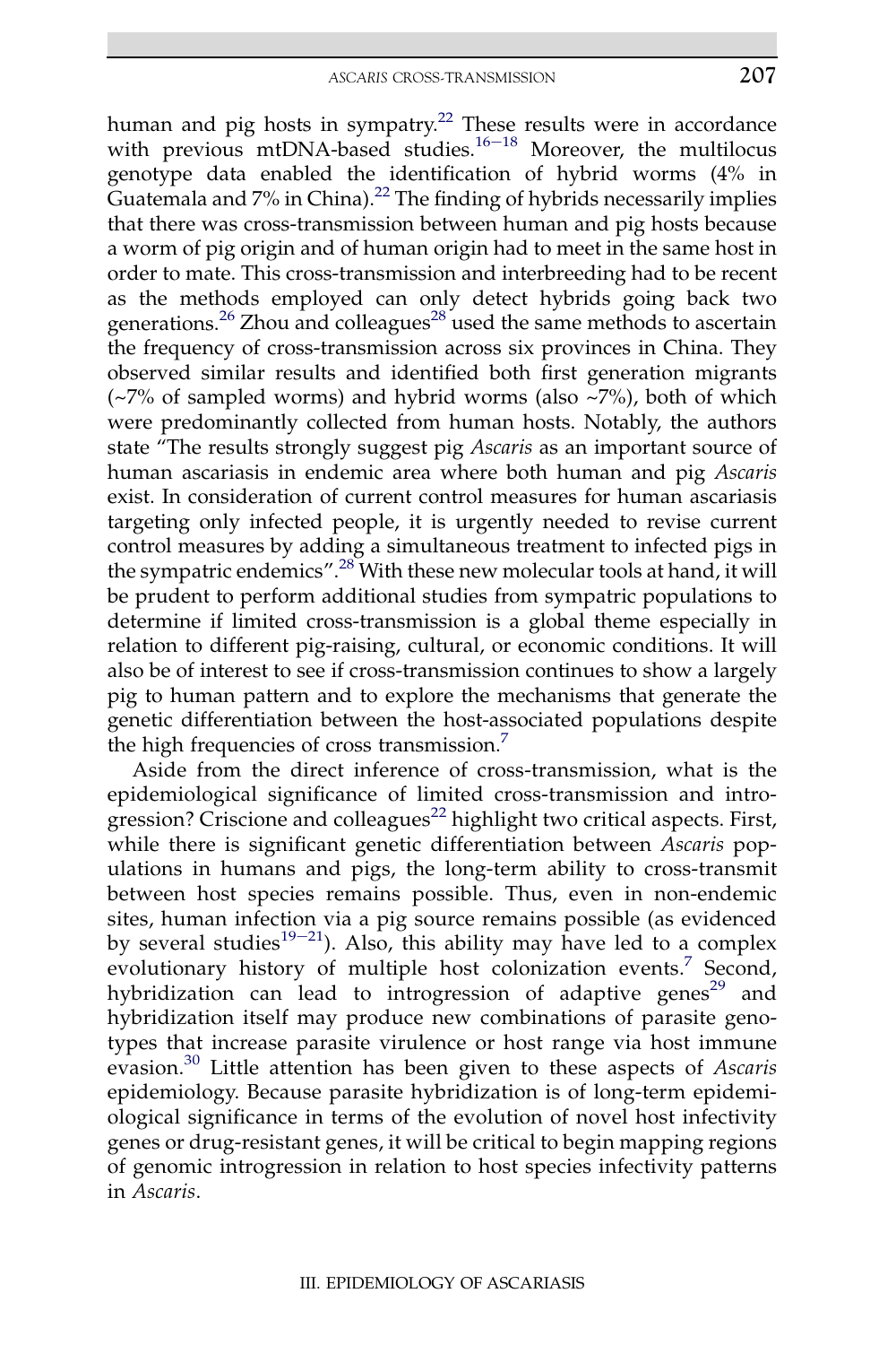human and pig hosts in sympatry.[22] These results were in accordance with previous mtDNA-based studies.[16−18] Moreover, the multilocus genotype data enabled the identification of hybrid worms (4% in Guatemala and 7% in China).[22] The finding of hybrids necessarily implies that there was cross-transmission between human and pig hosts because a worm of pig origin and of human origin had to meet in the same host in order to mate. This cross-transmission and interbreeding had to be recent as the methods employed can only detect hybrids going back two generations.[26] Zhou and colleagues[28] used the same methods to ascertain the frequency of cross-transmission across six provinces in China. They observed similar results and identified both first generation migrants (~7% of sampled worms) and hybrid worms (also ~7%), both of which were predominantly collected from human hosts. Notably, the authors state "The results strongly suggest pig *Ascaris* as an important source of human ascariasis in endemic area where both human and pig *Ascaris* exist. In consideration of current control measures for human ascariasis targeting only infected people, it is urgently needed to revise current control measures by adding a simultaneous treatment to infected pigs in the sympatric endemics".[28] With these new molecular tools at hand, it will be prudent to perform additional studies from sympatric populations to determine if limited cross-transmission is a global theme especially in relation to different pig-raising, cultural, or economic conditions. It will also be of interest to see if cross-transmission continues to show a largely pig to human pattern and to explore the mechanisms that generate the genetic differentiation between the host-associated populations despite the high frequencies of cross transmission.[7]

Aside from the direct inference of cross-transmission, what is the epidemiological significance of limited cross-transmission and introgression? Criscione and colleagues[22] highlight two critical aspects. First, while there is significant genetic differentiation between *Ascaris* populations in humans and pigs, the long-term ability to cross-transmit between host species remains possible. Thus, even in non-endemic sites, human infection via a pig source remains possible (as evidenced by several studies[19−21]). Also, this ability may have led to a complex evolutionary history of multiple host colonization events.[7] Second, hybridization can lead to introgression of adaptive genes[29] and hybridization itself may produce new combinations of parasite genotypes that increase parasite virulence or host range via host immune evasion.[30] Little attention has been given to these aspects of *Ascaris* epidemiology. Because parasite hybridization is of long-term epidemiological significance in terms of the evolution of novel host infectivity genes or drug-resistant genes, it will be critical to begin mapping regions of genomic introgression in relation to host species infectivity patterns in *Ascaris*.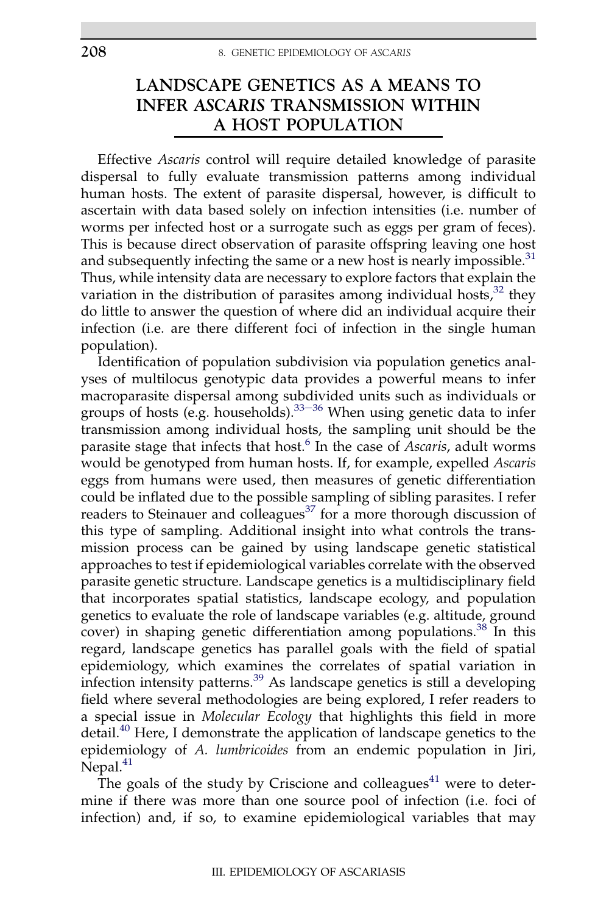## LANDSCAPE GENETICS AS A MEANS TO INFER *ASCARIS* TRANSMISSION WITHIN A HOST POPULATION

Effective *Ascaris* control will require detailed knowledge of parasite dispersal to fully evaluate transmission patterns among individual human hosts. The extent of parasite dispersal, however, is difficult to ascertain with data based solely on infection intensities (i.e. number of worms per infected host or a surrogate such as eggs per gram of feces). This is because direct observation of parasite offspring leaving one host and subsequently infecting the same or a new host is nearly impossible.[31] Thus, while intensity data are necessary to explore factors that explain the variation in the distribution of parasites among individual hosts,[32] they do little to answer the question of where did an individual acquire their infection (i.e. are there different foci of infection in the single human population).

Identification of population subdivision via population genetics analyses of multilocus genotypic data provides a powerful means to infer macroparasite dispersal among subdivided units such as individuals or groups of hosts (e.g. households).[33–36] When using genetic data to infer transmission among individual hosts, the sampling unit should be the parasite stage that infects that host.[6] In the case of *Ascaris*, adult worms would be genotyped from human hosts. If, for example, expelled *Ascaris* eggs from humans were used, then measures of genetic differentiation could be inflated due to the possible sampling of sibling parasites. I refer readers to Steinauer and colleagues[37] for a more thorough discussion of this type of sampling. Additional insight into what controls the transmission process can be gained by using landscape genetic statistical approaches to test if epidemiological variables correlate with the observed parasite genetic structure. Landscape genetics is a multidisciplinary field that incorporates spatial statistics, landscape ecology, and population genetics to evaluate the role of landscape variables (e.g. altitude, ground cover) in shaping genetic differentiation among populations.[38] In this regard, landscape genetics has parallel goals with the field of spatial epidemiology, which examines the correlates of spatial variation in infection intensity patterns.[39] As landscape genetics is still a developing field where several methodologies are being explored, I refer readers to a special issue in *Molecular Ecology* that highlights this field in more detail.[40] Here, I demonstrate the application of landscape genetics to the epidemiology of *A. lumbricoides* from an endemic population in Jiri, Nepal.[41]

The goals of the study by Criscione and colleagues[41] were to determine if there was more than one source pool of infection (i.e. foci of infection) and, if so, to examine epidemiological variables that may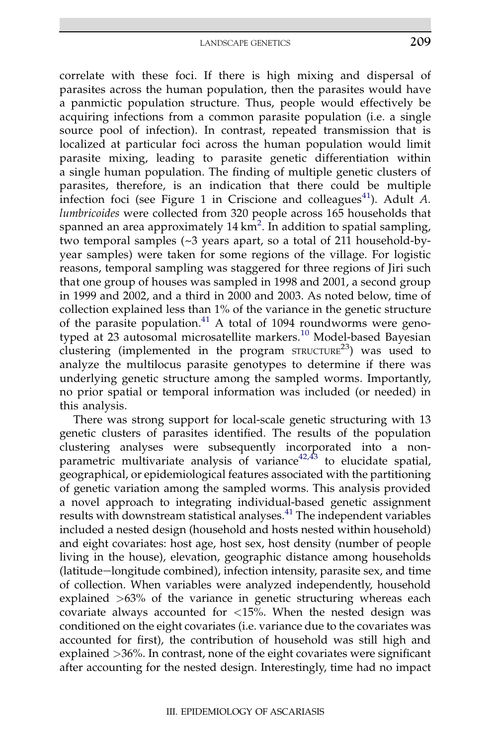correlate with these foci. If there is high mixing and dispersal of parasites across the human population, then the parasites would have a panmictic population structure. Thus, people would effectively be acquiring infections from a common parasite population (i.e. a single source pool of infection). In contrast, repeated transmission that is localized at particular foci across the human population would limit parasite mixing, leading to parasite genetic differentiation within a single human population. The finding of multiple genetic clusters of parasites, therefore, is an indication that there could be multiple infection foci (see Figure 1 in Criscione and colleagues[41]). Adult *A. lumbricoides* were collected from 320 people across 165 households that spanned an area approximately 14 $km^2$. In addition to spatial sampling, two temporal samples (~3 years apart, so a total of 211 household-by-year samples) were taken for some regions of the village. For logistic reasons, temporal sampling was staggered for three regions of Jiri such that one group of houses was sampled in 1998 and 2001, a second group in 1999 and 2002, and a third in 2000 and 2003. As noted below, time of collection explained less than 1% of the variance in the genetic structure of the parasite population.[41] A total of 1094 roundworms were genotyped at 23 autosomal microsatellite markers.[10] Model-based Bayesian clustering (implemented in the program STRUCTURE[23]) was used to analyze the multilocus parasite genotypes to determine if there was underlying genetic structure among the sampled worms. Importantly, no prior spatial or temporal information was included (or needed) in this analysis.

There was strong support for local-scale genetic structuring with 13 genetic clusters of parasites identified. The results of the population clustering analyses were subsequently incorporated into a nonparametric multivariate analysis of variance[42,43] to elucidate spatial, geographical, or epidemiological features associated with the partitioning of genetic variation among the sampled worms. This analysis provided a novel approach to integrating individual-based genetic assignment results with downstream statistical analyses.[41] The independent variables included a nested design (household and hosts nested within household) and eight covariates: host age, host sex, host density (number of people living in the house), elevation, geographic distance among households (latitude−longitude combined), infection intensity, parasite sex, and time of collection. When variables were analyzed independently, household explained >63% of the variance in genetic structuring whereas each covariate always accounted for <15%. When the nested design was conditioned on the eight covariates (i.e. variance due to the covariates was accounted for first), the contribution of household was still high and explained >36%. In contrast, none of the eight covariates were significant after accounting for the nested design. Interestingly, time had no impact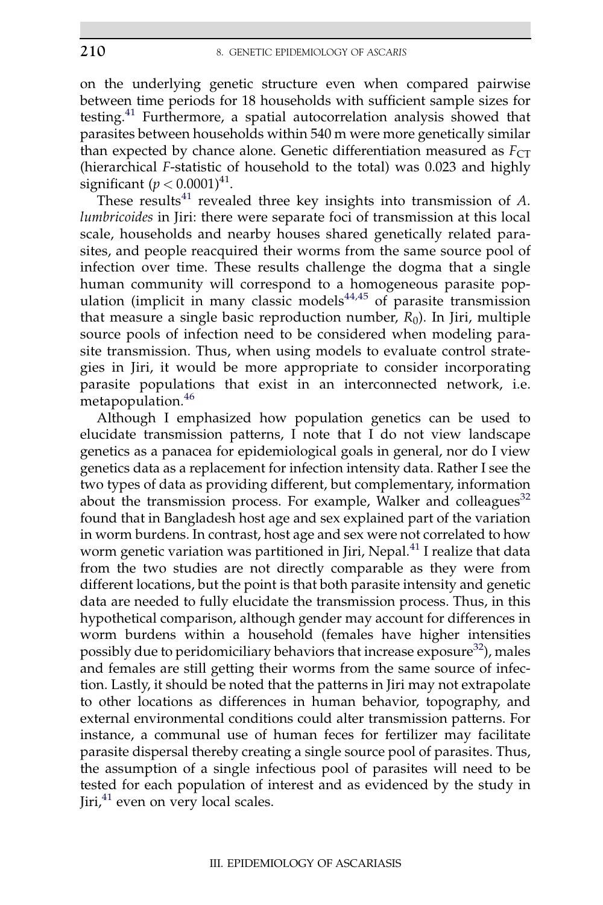on the underlying genetic structure even when compared pairwise between time periods for 18 households with sufficient sample sizes for testing.[41] Furthermore, a spatial autocorrelation analysis showed that parasites between households within 540 m were more genetically similar than expected by chance alone. Genetic differentiation measured as $F_{CT}$ (hierarchical *F*-statistic of household to the total) was 0.023 and highly significant ($p < 0.0001$)[41].

These results[41] revealed three key insights into transmission of *A. lumbricoides* in Jiri: there were separate foci of transmission at this local scale, households and nearby houses shared genetically related parasites, and people reacquired their worms from the same source pool of infection over time. These results challenge the dogma that a single human community will correspond to a homogeneous parasite population (implicit in many classic models[44,45] of parasite transmission that measure a single basic reproduction number, $R_0$). In Jiri, multiple source pools of infection need to be considered when modeling parasite transmission. Thus, when using models to evaluate control strategies in Jiri, it would be more appropriate to consider incorporating parasite populations that exist in an interconnected network, i.e. metapopulation.[46]

Although I emphasized how population genetics can be used to elucidate transmission patterns, I note that I do not view landscape genetics as a panacea for epidemiological goals in general, nor do I view genetics data as a replacement for infection intensity data. Rather I see the two types of data as providing different, but complementary, information about the transmission process. For example, Walker and colleagues[32] found that in Bangladesh host age and sex explained part of the variation in worm burdens. In contrast, host age and sex were not correlated to how worm genetic variation was partitioned in Jiri, Nepal.[41] I realize that data from the two studies are not directly comparable as they were from different locations, but the point is that both parasite intensity and genetic data are needed to fully elucidate the transmission process. Thus, in this hypothetical comparison, although gender may account for differences in worm burdens within a household (females have higher intensities possibly due to peridomiciliary behaviors that increase exposure[32]), males and females are still getting their worms from the same source of infection. Lastly, it should be noted that the patterns in Jiri may not extrapolate to other locations as differences in human behavior, topography, and external environmental conditions could alter transmission patterns. For instance, a communal use of human feces for fertilizer may facilitate parasite dispersal thereby creating a single source pool of parasites. Thus, the assumption of a single infectious pool of parasites will need to be tested for each population of interest and as evidenced by the study in Jiri,[41] even on very local scales.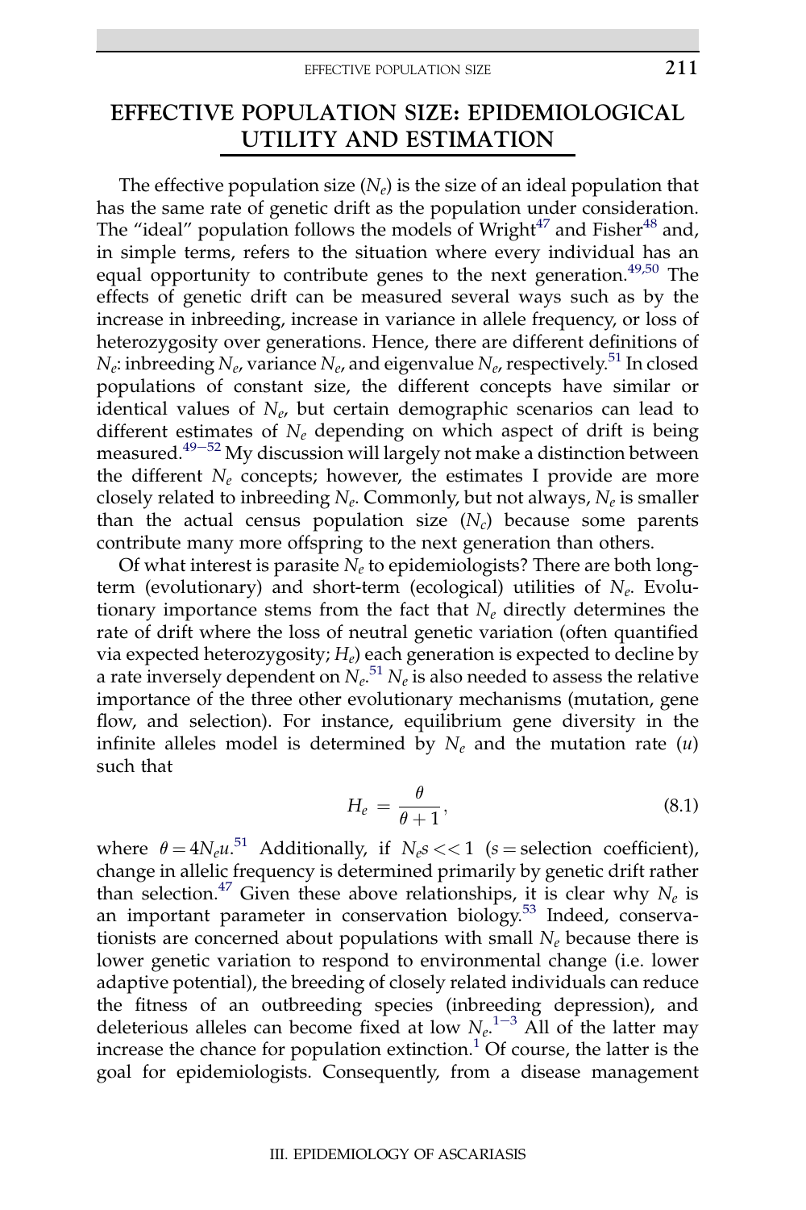## EFFECTIVE POPULATION SIZE: EPIDEMIOLOGICAL UTILITY AND ESTIMATION

The effective population size ($N_e$) is the size of an ideal population that has the same rate of genetic drift as the population under consideration. The "ideal" population follows the models of Wright[47] and Fisher[48] and, in simple terms, refers to the situation where every individual has an equal opportunity to contribute genes to the next generation.[49,50] The effects of genetic drift can be measured several ways such as by the increase in inbreeding, increase in variance in allele frequency, or loss of heterozygosity over generations. Hence, there are different definitions of $N_e$: inbreeding $N_e$, variance $N_e$, and eigenvalue $N_e$, respectively.[51] In closed populations of constant size, the different concepts have similar or identical values of $N_e$, but certain demographic scenarios can lead to different estimates of $N_e$ depending on which aspect of drift is being measured.[49–52] My discussion will largely not make a distinction between the different $N_e$ concepts; however, the estimates I provide are more closely related to inbreeding $N_e$. Commonly, but not always, $N_e$ is smaller than the actual census population size ($N_c$) because some parents contribute many more offspring to the next generation than others.

Of what interest is parasite $N_e$ to epidemiologists? There are both long-term (evolutionary) and short-term (ecological) utilities of $N_e$. Evolutionary importance stems from the fact that $N_e$ directly determines the rate of drift where the loss of neutral genetic variation (often quantified via expected heterozygosity; $H_e$) each generation is expected to decline by a rate inversely dependent on $N_e$.[51] $N_e$ is also needed to assess the relative importance of the three other evolutionary mechanisms (mutation, gene flow, and selection). For instance, equilibrium gene diversity in the infinite alleles model is determined by $N_e$ and the mutation rate ($u$) such that

$$H_e = \frac{\theta}{\theta + 1}, \tag{8.1}$$

where $\theta = 4N_e u$.[51] Additionally, if $N_e s << 1$ ($s$ = selection coefficient), change in allelic frequency is determined primarily by genetic drift rather than selection.[47] Given these above relationships, it is clear why $N_e$ is an important parameter in conservation biology.[53] Indeed, conservationists are concerned about populations with small $N_e$ because there is lower genetic variation to respond to environmental change (i.e. lower adaptive potential), the breeding of closely related individuals can reduce the fitness of an outbreeding species (inbreeding depression), and deleterious alleles can become fixed at low $N_e$.[1–3] All of the latter may increase the chance for population extinction.[1] Of course, the latter is the goal for epidemiologists. Consequently, from a disease management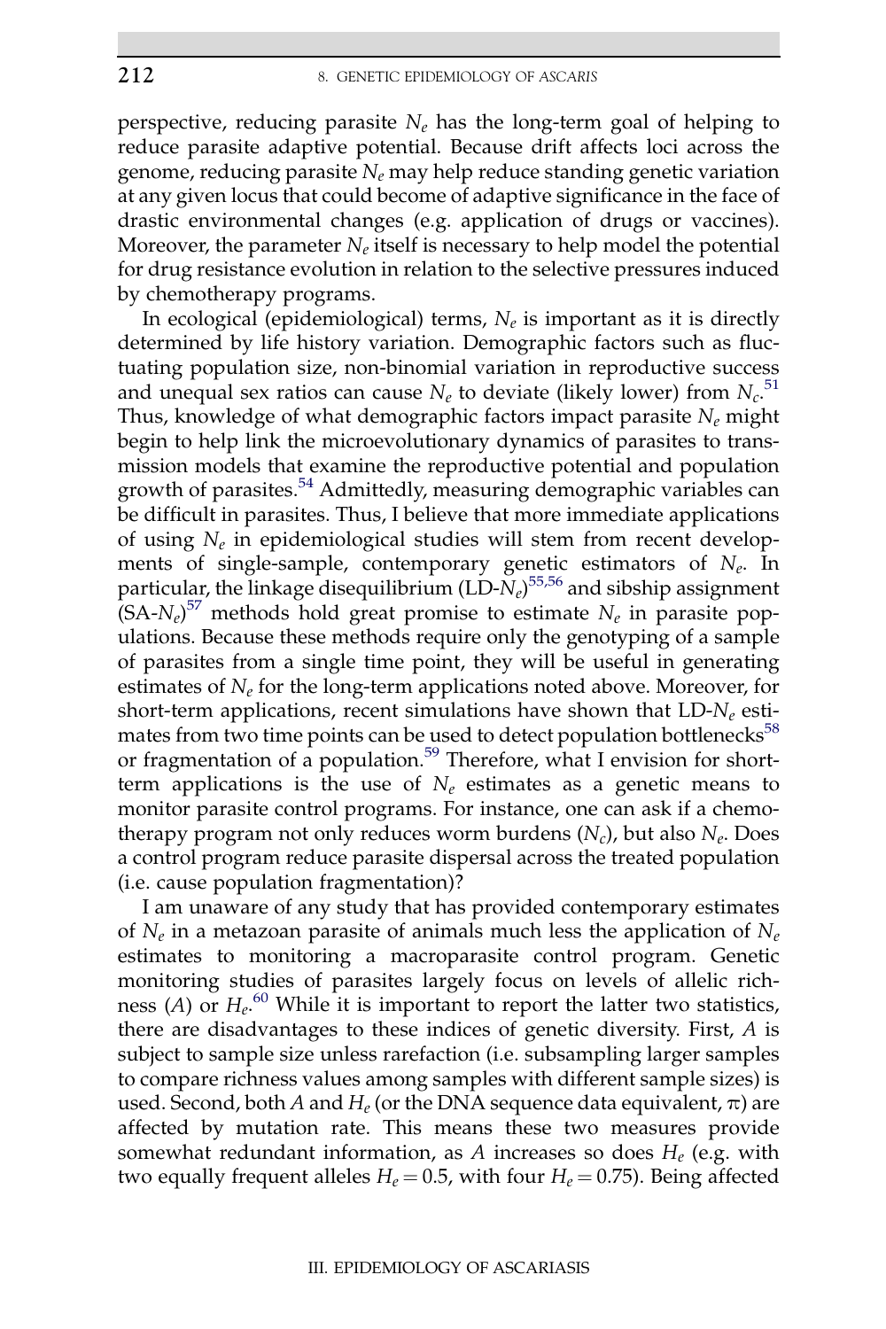perspective, reducing parasite $N_e$ has the long-term goal of helping to reduce parasite adaptive potential. Because drift affects loci across the genome, reducing parasite $N_e$ may help reduce standing genetic variation at any given locus that could become of adaptive significance in the face of drastic environmental changes (e.g. application of drugs or vaccines). Moreover, the parameter $N_e$ itself is necessary to help model the potential for drug resistance evolution in relation to the selective pressures induced by chemotherapy programs.

In ecological (epidemiological) terms, $N_e$ is important as it is directly determined by life history variation. Demographic factors such as fluctuating population size, non-binomial variation in reproductive success and unequal sex ratios can cause $N_e$ to deviate (likely lower) from $N_c$.[51] Thus, knowledge of what demographic factors impact parasite $N_e$ might begin to help link the microevolutionary dynamics of parasites to transmission models that examine the reproductive potential and population growth of parasites.[54] Admittedly, measuring demographic variables can be difficult in parasites. Thus, I believe that more immediate applications of using $N_e$ in epidemiological studies will stem from recent developments of single-sample, contemporary genetic estimators of $N_e$. In particular, the linkage disequilibrium (LD-$N_e$)[55,56] and sibship assignment (SA-$N_e$)[57] methods hold great promise to estimate $N_e$ in parasite populations. Because these methods require only the genotyping of a sample of parasites from a single time point, they will be useful in generating estimates of $N_e$ for the long-term applications noted above. Moreover, for short-term applications, recent simulations have shown that LD-$N_e$ estimates from two time points can be used to detect population bottlenecks[58] or fragmentation of a population.[59] Therefore, what I envision for short-term applications is the use of $N_e$ estimates as a genetic means to monitor parasite control programs. For instance, one can ask if a chemotherapy program not only reduces worm burdens ($N_c$), but also $N_e$. Does a control program reduce parasite dispersal across the treated population (i.e. cause population fragmentation)?

I am unaware of any study that has provided contemporary estimates of $N_e$ in a metazoan parasite of animals much less the application of $N_e$ estimates to monitoring a macroparasite control program. Genetic monitoring studies of parasites largely focus on levels of allelic richness ($A$) or $H_e$.[60] While it is important to report the latter two statistics, there are disadvantages to these indices of genetic diversity. First, $A$ is subject to sample size unless rarefaction (i.e. subsampling larger samples to compare richness values among samples with different sample sizes) is used. Second, both $A$ and $H_e$ (or the DNA sequence data equivalent, $\pi$) are affected by mutation rate. This means these two measures provide somewhat redundant information, as $A$ increases so does $H_e$ (e.g. with two equally frequent alleles $H_e = 0.5$, with four $H_e = 0.75$). Being affected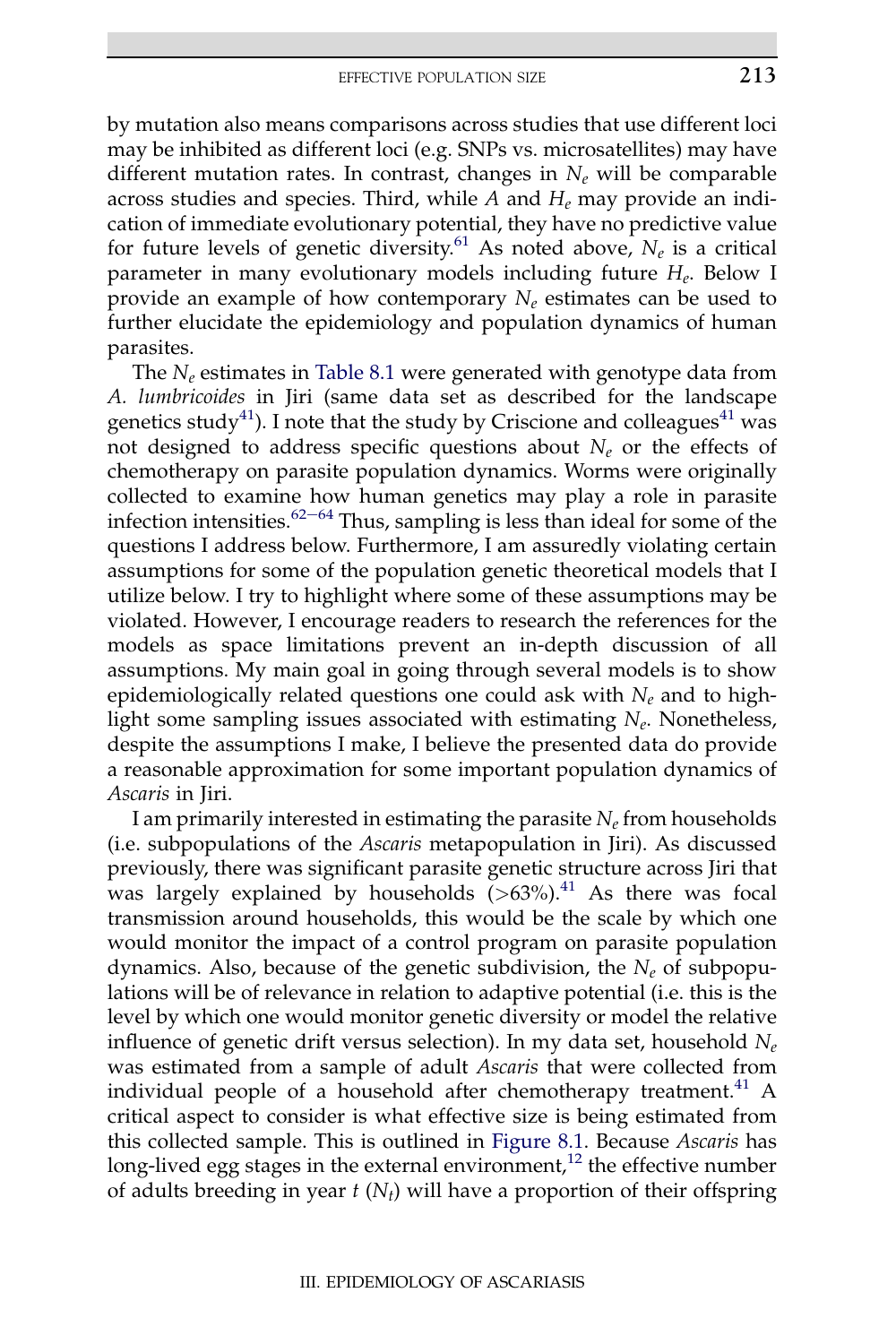by mutation also means comparisons across studies that use different loci may be inhibited as different loci (e.g. SNPs vs. microsatellites) may have different mutation rates. In contrast, changes in $N_e$ will be comparable across studies and species. Third, while $A$ and $H_e$ may provide an indication of immediate evolutionary potential, they have no predictive value for future levels of genetic diversity.[61] As noted above, $N_e$ is a critical parameter in many evolutionary models including future $H_e$. Below I provide an example of how contemporary $N_e$ estimates can be used to further elucidate the epidemiology and population dynamics of human parasites.

The $N_e$ estimates in Table 8.1 were generated with genotype data from *A. lumbricoides* in Jiri (same data set as described for the landscape genetics study[41]). I note that the study by Criscione and colleagues[41] was not designed to address specific questions about $N_e$ or the effects of chemotherapy on parasite population dynamics. Worms were originally collected to examine how human genetics may play a role in parasite infection intensities.[62–64] Thus, sampling is less than ideal for some of the questions I address below. Furthermore, I am assuredly violating certain assumptions for some of the population genetic theoretical models that I utilize below. I try to highlight where some of these assumptions may be violated. However, I encourage readers to research the references for the models as space limitations prevent an in-depth discussion of all assumptions. My main goal in going through several models is to show epidemiologically related questions one could ask with $N_e$ and to highlight some sampling issues associated with estimating $N_e$. Nonetheless, despite the assumptions I make, I believe the presented data do provide a reasonable approximation for some important population dynamics of *Ascaris* in Jiri.

I am primarily interested in estimating the parasite $N_e$ from households (i.e. subpopulations of the *Ascaris* metapopulation in Jiri). As discussed previously, there was significant parasite genetic structure across Jiri that was largely explained by households (>63%).[41] As there was focal transmission around households, this would be the scale by which one would monitor the impact of a control program on parasite population dynamics. Also, because of the genetic subdivision, the $N_e$ of subpopulations will be of relevance in relation to adaptive potential (i.e. this is the level by which one would monitor genetic diversity or model the relative influence of genetic drift versus selection). In my data set, household $N_e$ was estimated from a sample of adult *Ascaris* that were collected from individual people of a household after chemotherapy treatment.[41] A critical aspect to consider is what effective size is being estimated from this collected sample. This is outlined in Figure 8.1. Because *Ascaris* has long-lived egg stages in the external environment,[12] the effective number of adults breeding in year $t$ ($N_t$) will have a proportion of their offspring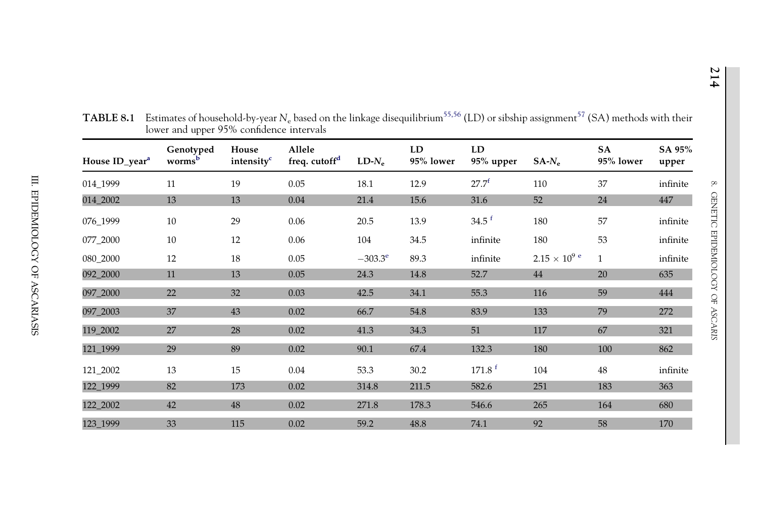**TABLE 8.1** Estimates of household-by-year $N_e$ based on the linkage disequilibrium[55,56] (LD) or sibship assignment[57] (SA) methods with their lower and upper 95% confidence intervals

| House ID_year[a] | Genotyped worms[b] | House intensity[c] | Allele freq. cutoff[d] | LD-$N_e$ | LD 95% lower | LD 95% upper | SA-$N_e$ | SA 95% lower | SA 95% upper |
|---|---|---|---|---|---|---|---|---|---|
| 014_1999 | 11 | 19 | 0.05 | 18.1 | 12.9 | 27.7[f] | 110 | 37 | infinite |
| 014_2002 | 13 | 13 | 0.04 | 21.4 | 15.6 | 31.6 | 52 | 24 | 447 |
| 076_1999 | 10 | 29 | 0.06 | 20.5 | 13.9 | 34.5 [f] | 180 | 57 | infinite |
| 077_2000 | 10 | 12 | 0.06 | 104 | 34.5 | infinite | 180 | 53 | infinite |
| 080_2000 | 12 | 18 | 0.05 | −303.3[e] | 89.3 | infinite | $2.15 \times 10^{9}$ [e] | 1 | infinite |
| 092_2000 | 11 | 13 | 0.05 | 24.3 | 14.8 | 52.7 | 44 | 20 | 635 |
| 097_2000 | 22 | 32 | 0.03 | 42.5 | 34.1 | 55.3 | 116 | 59 | 444 |
| 097_2003 | 37 | 43 | 0.02 | 66.7 | 54.8 | 83.9 | 133 | 79 | 272 |
| 119_2002 | 27 | 28 | 0.02 | 41.3 | 34.3 | 51 | 117 | 67 | 321 |
| 121_1999 | 29 | 89 | 0.02 | 90.1 | 67.4 | 132.3 | 180 | 100 | 862 |
| 121_2002 | 13 | 15 | 0.04 | 53.3 | 30.2 | 171.8 [f] | 104 | 48 | infinite |
| 122_1999 | 82 | 173 | 0.02 | 314.8 | 211.5 | 582.6 | 251 | 183 | 363 |
| 122_2002 | 42 | 48 | 0.02 | 271.8 | 178.3 | 546.6 | 265 | 164 | 680 |
| 123_1999 | 33 | 115 | 0.02 | 59.2 | 48.8 | 74.1 | 92 | 58 | 170 |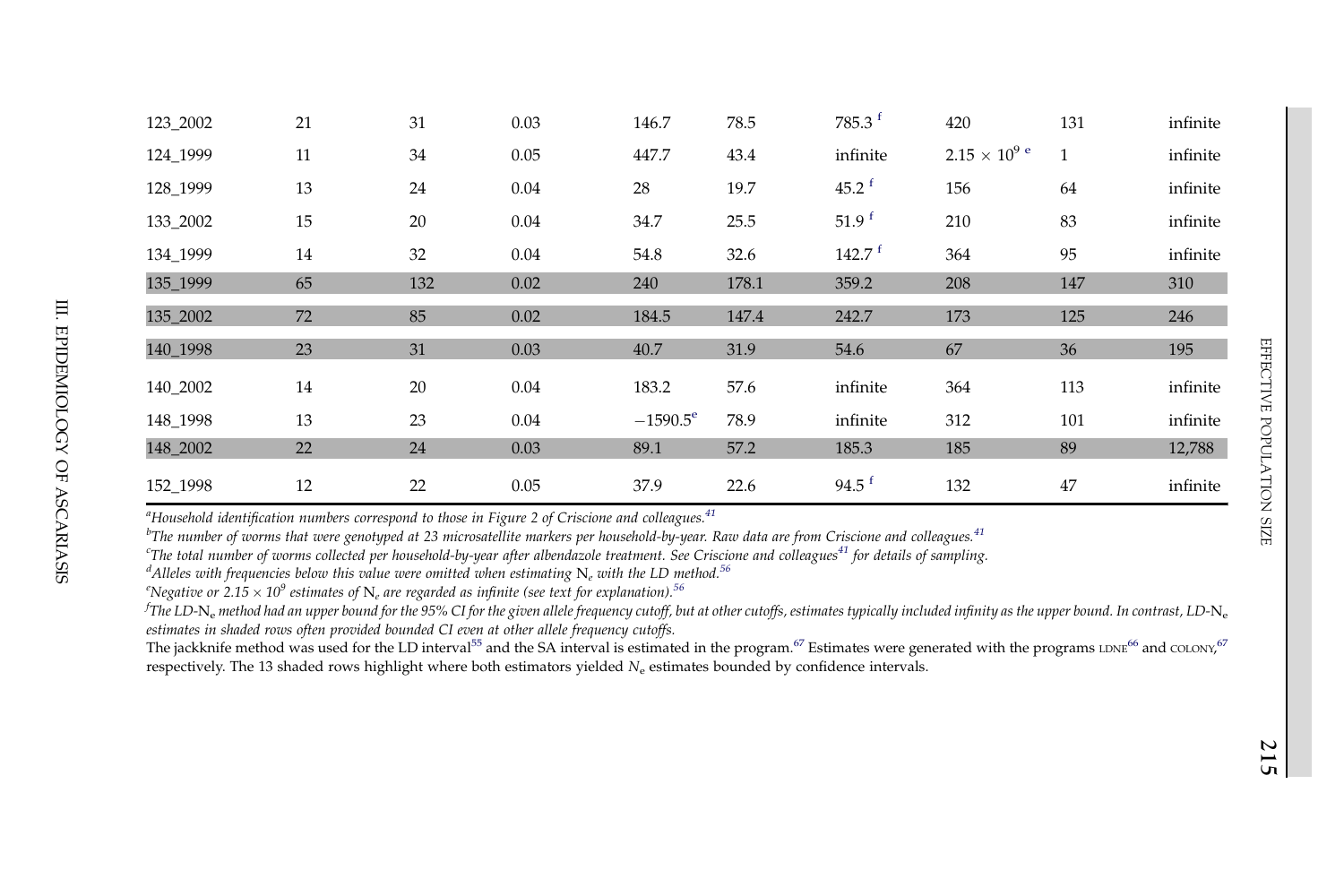| | | | | | | | | | |
|---|---|---|---|---|---|---|---|---|---|
| 123_2002 | 21 | 31 | 0.03 | 146.7 | 78.5 | 785.3 [f] | 420 | 131 | infinite |
| 124_1999 | 11 | 34 | 0.05 | 447.7 | 43.4 | infinite | $2.15 \times 10^9$ [e] | 1 | infinite |
| 128_1999 | 13 | 24 | 0.04 | 28 | 19.7 | 45.2 [f] | 156 | 64 | infinite |
| 133_2002 | 15 | 20 | 0.04 | 34.7 | 25.5 | 51.9 [f] | 210 | 83 | infinite |
| 134_1999 | 14 | 32 | 0.04 | 54.8 | 32.6 | 142.7 [f] | 364 | 95 | infinite |
| 135_1999 | 65 | 132 | 0.02 | 240 | 178.1 | 359.2 | 208 | 147 | 310 |
| 135_2002 | 72 | 85 | 0.02 | 184.5 | 147.4 | 242.7 | 173 | 125 | 246 |
| 140_1998 | 23 | 31 | 0.03 | 40.7 | 31.9 | 54.6 | 67 | 36 | 195 |
| 140_2002 | 14 | 20 | 0.04 | 183.2 | 57.6 | infinite | 364 | 113 | infinite |
| 148_1998 | 13 | 23 | 0.04 | −1590.5 [e] | 78.9 | infinite | 312 | 101 | infinite |
| 148_2002 | 22 | 24 | 0.03 | 89.1 | 57.2 | 185.3 | 185 | 89 | 12,788 |
| 152_1998 | 12 | 22 | 0.05 | 37.9 | 22.6 | 94.5 [f] | 132 | 47 | infinite |

[a]*Household identification numbers correspond to those in Figure 2 of Criscione and colleagues.*[41]

[b]*The number of worms that were genotyped at 23 microsatellite markers per household-by-year. Raw data are from Criscione and colleagues.*[41]

[c]*The total number of worms collected per household-by-year after albendazole treatment. See Criscione and colleagues*[41] *for details of sampling.*

[d]*Alleles with frequencies below this value were omitted when estimating* $N_e$ *with the LD method.*[56]

[e]*Negative or* $2.15 \times 10^9$ *estimates of* $N_e$ *are regarded as infinite (see text for explanation).*[56]

[f]*The LD-*$N_e$ *method had an upper bound for the 95% CI for the given allele frequency cutoff, but at other cutoffs, estimates typically included infinity as the upper bound. In contrast, LD-*$N_e$ *estimates in shaded rows often provided bounded CI even at other allele frequency cutoffs.*

The jackknife method was used for the LD interval[55] and the SA interval is estimated in the program.[67] Estimates were generated with the programs LDNE[66] and COLONY,[67] respectively. The 13 shaded rows highlight where both estimators yielded $N_e$ estimates bounded by confidence intervals.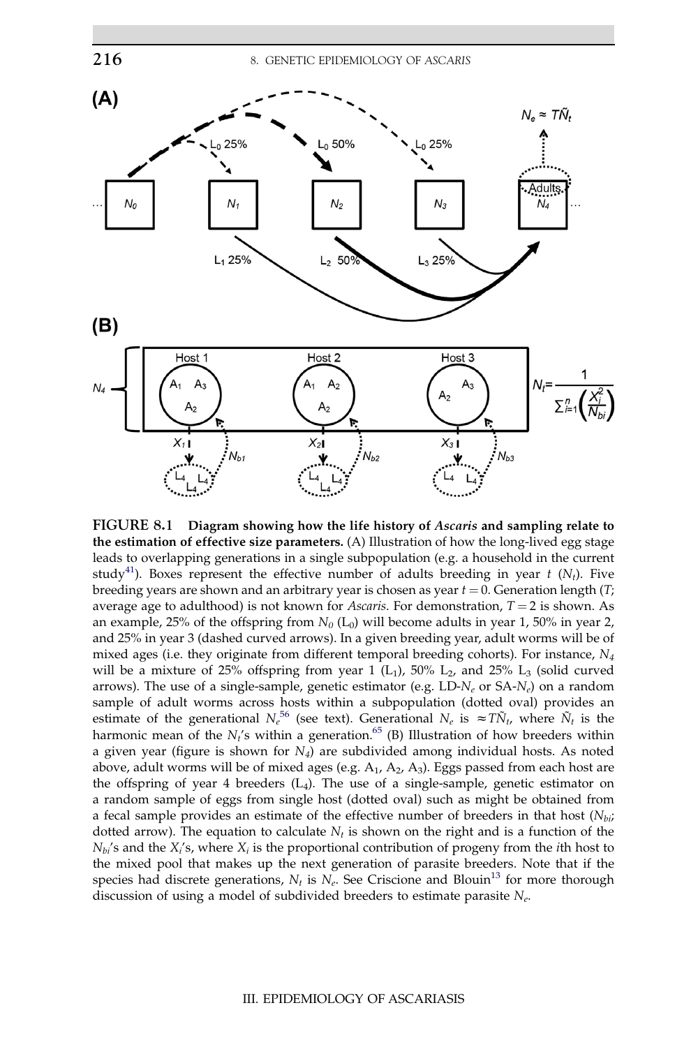(A)

$N_e \approx T\tilde{N}_t$

$L_0$ 25%

$L_0$ 50%

$L_0$ 25%

$N_0$

$N_1$

$N_2$

$N_3$

Adults

$N_4$

$L_1$ 25%

$L_2$ 50%

$L_3$ 25%

(B)

$N_4$

Host 1

$A_1$ $A_3$

$A_2$

Host 2

$A_1$ $A_2$

$A_2$

Host 3

$A_3$

$A_2$

$$N_t = \frac{1}{\sum_{i=1}^{n}\left(\frac{X_i^2}{N_{bi}}\right)}$$

$X_1$ $N_{b1}$

$X_2$ $N_{b2}$

$X_3$ $N_{b3}$

$L_4$ $L_4$ $L_4$

$L_4$ $L_4$ $L_4$

$L_4$ $L_4$

**FIGURE 8.1 Diagram showing how the life history of *Ascaris* and sampling relate to the estimation of effective size parameters.** (A) Illustration of how the long-lived egg stage leads to overlapping generations in a single subpopulation (e.g. a household in the current study[41]). Boxes represent the effective number of adults breeding in year $t$ ($N_t$). Five breeding years are shown and an arbitrary year is chosen as year $t = 0$. Generation length ($T$; average age to adulthood) is not known for *Ascaris*. For demonstration, $T = 2$ is shown. As an example, 25% of the offspring from $N_0$ ($L_0$) will become adults in year 1, 50% in year 2, and 25% in year 3 (dashed curved arrows). In a given breeding year, adult worms will be of mixed ages (i.e. they originate from different temporal breeding cohorts). For instance, $N_4$ will be a mixture of 25% offspring from year 1 ($L_1$), 50% $L_2$, and 25% $L_3$ (solid curved arrows). The use of a single-sample, genetic estimator (e.g. LD-$N_e$ or SA-$N_e$) on a random sample of adult worms across hosts within a subpopulation (dotted oval) provides an estimate of the generational $N_e$[56] (see text). Generational $N_e$ is $\approx T\tilde{N}_t$, where $\tilde{N}_t$ is the harmonic mean of the $N_t$'s within a generation.[65] (B) Illustration of how breeders within a given year (figure is shown for $N_4$) are subdivided among individual hosts. As noted above, adult worms will be of mixed ages (e.g. $A_1$, $A_2$, $A_3$). Eggs passed from each host are the offspring of year 4 breeders ($L_4$). The use of a single-sample, genetic estimator on a random sample of eggs from single host (dotted oval) such as might be obtained from a fecal sample provides an estimate of the effective number of breeders in that host ($N_{bi}$; dotted arrow). The equation to calculate $N_t$ is shown on the right and is a function of the $N_{bi}$'s and the $X_i$'s, where $X_i$ is the proportional contribution of progeny from the $i$th host to the mixed pool that makes up the next generation of parasite breeders. Note that if the species had discrete generations, $N_t$ is $N_e$. See Criscione and Blouin[13] for more thorough discussion of using a model of subdivided breeders to estimate parasite $N_e$.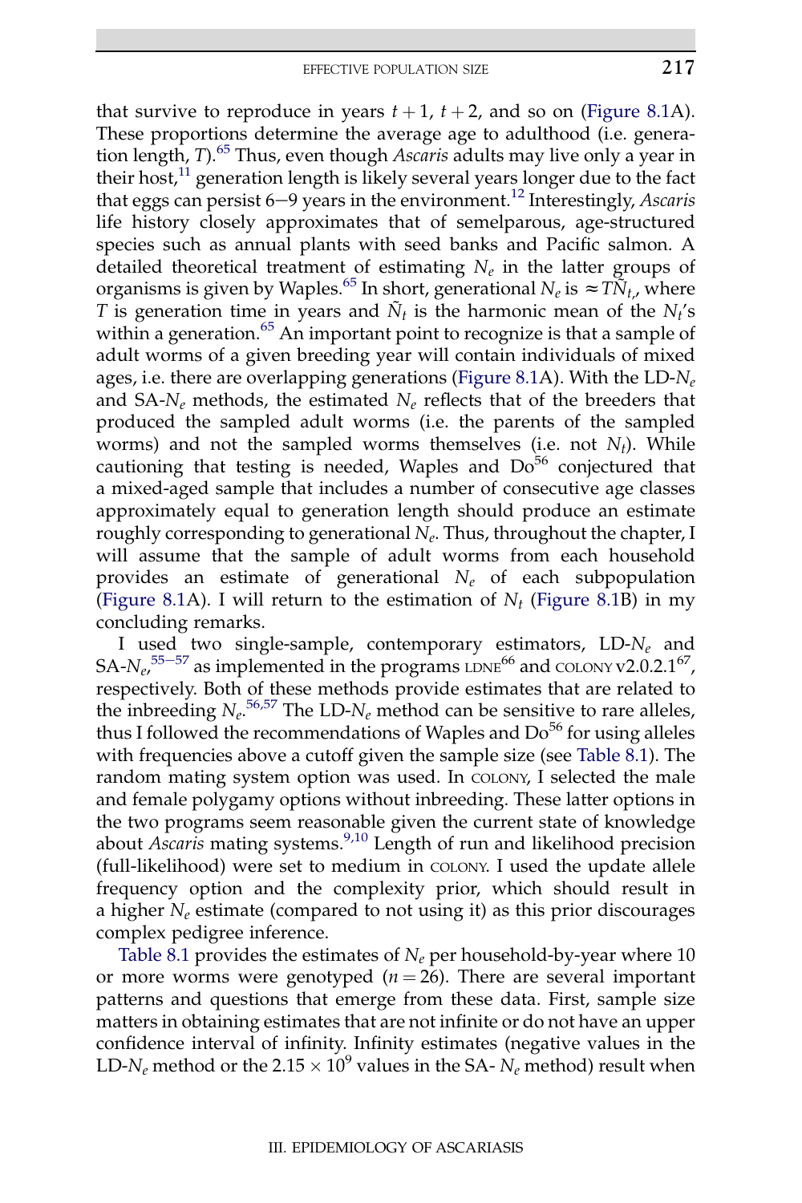that survive to reproduce in years $t + 1$, $t + 2$, and so on (Figure 8.1A). These proportions determine the average age to adulthood (i.e. generation length, $T$).[65] Thus, even though *Ascaris* adults may live only a year in their host,[11] generation length is likely several years longer due to the fact that eggs can persist 6−9 years in the environment.[12] Interestingly, *Ascaris* life history closely approximates that of semelparous, age-structured species such as annual plants with seed banks and Pacific salmon. A detailed theoretical treatment of estimating $N_e$ in the latter groups of organisms is given by Waples.[65] In short, generational $N_e$ is $\approx T\tilde{N}_t$, where $T$ is generation time in years and $\tilde{N}_t$ is the harmonic mean of the $N_t$'s within a generation.[65] An important point to recognize is that a sample of adult worms of a given breeding year will contain individuals of mixed ages, i.e. there are overlapping generations (Figure 8.1A). With the LD-$N_e$ and SA-$N_e$ methods, the estimated $N_e$ reflects that of the breeders that produced the sampled adult worms (i.e. the parents of the sampled worms) and not the sampled worms themselves (i.e. not $N_t$). While cautioning that testing is needed, Waples and Do[56] conjectured that a mixed-aged sample that includes a number of consecutive age classes approximately equal to generation length should produce an estimate roughly corresponding to generational $N_e$. Thus, throughout the chapter, I will assume that the sample of adult worms from each household provides an estimate of generational $N_e$ of each subpopulation (Figure 8.1A). I will return to the estimation of $N_t$ (Figure 8.1B) in my concluding remarks.

I used two single-sample, contemporary estimators, LD-$N_e$ and SA-$N_e$,[55−57] as implemented in the programs LDNE[66] and COLONY v2.0.2.1[67], respectively. Both of these methods provide estimates that are related to the inbreeding $N_e$.[56,57] The LD-$N_e$ method can be sensitive to rare alleles, thus I followed the recommendations of Waples and Do[56] for using alleles with frequencies above a cutoff given the sample size (see Table 8.1). The random mating system option was used. In COLONY, I selected the male and female polygamy options without inbreeding. These latter options in the two programs seem reasonable given the current state of knowledge about *Ascaris* mating systems.[9,10] Length of run and likelihood precision (full-likelihood) were set to medium in COLONY. I used the update allele frequency option and the complexity prior, which should result in a higher $N_e$ estimate (compared to not using it) as this prior discourages complex pedigree inference.

Table 8.1 provides the estimates of $N_e$ per household-by-year where 10 or more worms were genotyped ($n = 26$). There are several important patterns and questions that emerge from these data. First, sample size matters in obtaining estimates that are not infinite or do not have an upper confidence interval of infinity. Infinity estimates (negative values in the LD-$N_e$ method or the $2.15 \times 10^9$ values in the SA- $N_e$ method) result when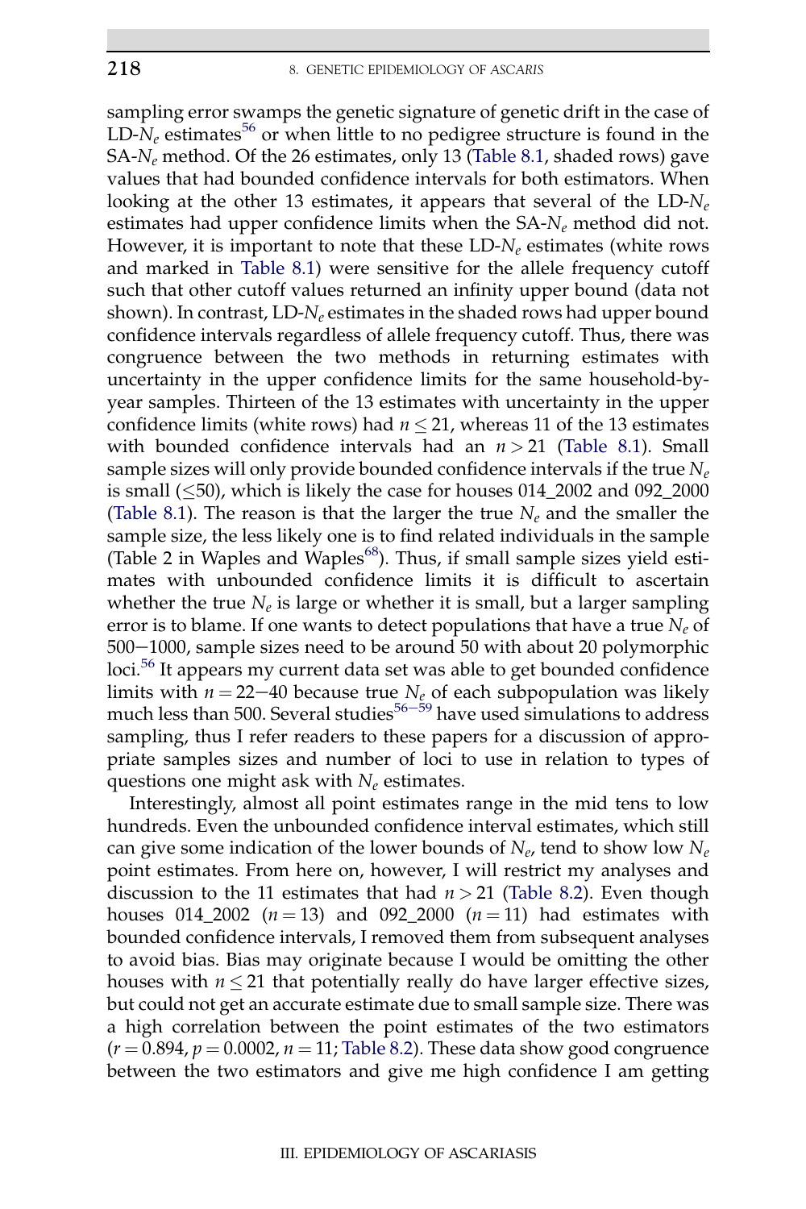sampling error swamps the genetic signature of genetic drift in the case of LD-$N_e$ estimates[56] or when little to no pedigree structure is found in the SA-$N_e$ method. Of the 26 estimates, only 13 (Table 8.1, shaded rows) gave values that had bounded confidence intervals for both estimators. When looking at the other 13 estimates, it appears that several of the LD-$N_e$ estimates had upper confidence limits when the SA-$N_e$ method did not. However, it is important to note that these LD-$N_e$ estimates (white rows and marked in Table 8.1) were sensitive for the allele frequency cutoff such that other cutoff values returned an infinity upper bound (data not shown). In contrast, LD-$N_e$ estimates in the shaded rows had upper bound confidence intervals regardless of allele frequency cutoff. Thus, there was congruence between the two methods in returning estimates with uncertainty in the upper confidence limits for the same household-by-year samples. Thirteen of the 13 estimates with uncertainty in the upper confidence limits (white rows) had $n \leq 21$, whereas 11 of the 13 estimates with bounded confidence intervals had an $n > 21$ (Table 8.1). Small sample sizes will only provide bounded confidence intervals if the true $N_e$ is small ($\leq$50), which is likely the case for houses 014_2002 and 092_2000 (Table 8.1). The reason is that the larger the true $N_e$ and the smaller the sample size, the less likely one is to find related individuals in the sample (Table 2 in Waples and Waples[68]). Thus, if small sample sizes yield estimates with unbounded confidence limits it is difficult to ascertain whether the true $N_e$ is large or whether it is small, but a larger sampling error is to blame. If one wants to detect populations that have a true $N_e$ of 500–1000, sample sizes need to be around 50 with about 20 polymorphic loci.[56] It appears my current data set was able to get bounded confidence limits with $n = 22$–$40$ because true $N_e$ of each subpopulation was likely much less than 500. Several studies[56–59] have used simulations to address sampling, thus I refer readers to these papers for a discussion of appropriate samples sizes and number of loci to use in relation to types of questions one might ask with $N_e$ estimates.

Interestingly, almost all point estimates range in the mid tens to low hundreds. Even the unbounded confidence interval estimates, which still can give some indication of the lower bounds of $N_e$, tend to show low $N_e$ point estimates. From here on, however, I will restrict my analyses and discussion to the 11 estimates that had $n > 21$ (Table 8.2). Even though houses 014_2002 ($n = 13$) and 092_2000 ($n = 11$) had estimates with bounded confidence intervals, I removed them from subsequent analyses to avoid bias. Bias may originate because I would be omitting the other houses with $n \leq 21$ that potentially really do have larger effective sizes, but could not get an accurate estimate due to small sample size. There was a high correlation between the point estimates of the two estimators ($r = 0.894$, $p = 0.0002$, $n = 11$; Table 8.2). These data show good congruence between the two estimators and give me high confidence I am getting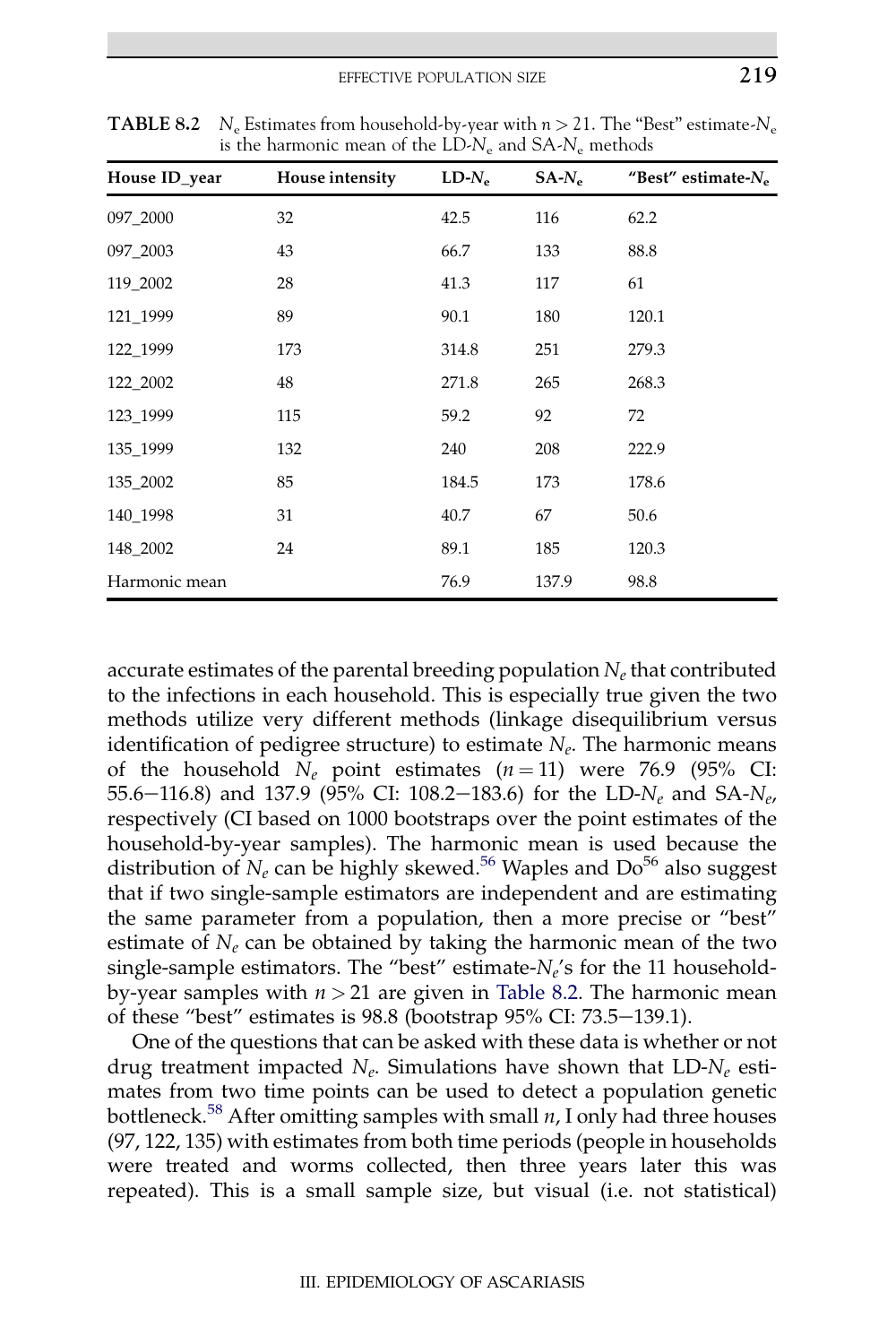**TABLE 8.2** $N_e$ Estimates from household-by-year with $n > 21$. The "Best" estimate-$N_e$ is the harmonic mean of the LD-$N_e$ and SA-$N_e$ methods

| House ID_year | House intensity | LD-$N_e$ | SA-$N_e$ | "Best" estimate-$N_e$ |
|---|---|---|---|---|
| 097_2000 | 32 | 42.5 | 116 | 62.2 |
| 097_2003 | 43 | 66.7 | 133 | 88.8 |
| 119_2002 | 28 | 41.3 | 117 | 61 |
| 121_1999 | 89 | 90.1 | 180 | 120.1 |
| 122_1999 | 173 | 314.8 | 251 | 279.3 |
| 122_2002 | 48 | 271.8 | 265 | 268.3 |
| 123_1999 | 115 | 59.2 | 92 | 72 |
| 135_1999 | 132 | 240 | 208 | 222.9 |
| 135_2002 | 85 | 184.5 | 173 | 178.6 |
| 140_1998 | 31 | 40.7 | 67 | 50.6 |
| 148_2002 | 24 | 89.1 | 185 | 120.3 |
| Harmonic mean | | 76.9 | 137.9 | 98.8 |

accurate estimates of the parental breeding population $N_e$ that contributed to the infections in each household. This is especially true given the two methods utilize very different methods (linkage disequilibrium versus identification of pedigree structure) to estimate $N_e$. The harmonic means of the household $N_e$ point estimates ($n = 11$) were 76.9 (95% CI: 55.6−116.8) and 137.9 (95% CI: 108.2−183.6) for the LD-$N_e$ and SA-$N_e$, respectively (CI based on 1000 bootstraps over the point estimates of the household-by-year samples). The harmonic mean is used because the distribution of $N_e$ can be highly skewed.[56] Waples and Do[56] also suggest that if two single-sample estimators are independent and are estimating the same parameter from a population, then a more precise or "best" estimate of $N_e$ can be obtained by taking the harmonic mean of the two single-sample estimators. The "best" estimate-$N_e$'s for the 11 household-by-year samples with $n > 21$ are given in Table 8.2. The harmonic mean of these "best" estimates is 98.8 (bootstrap 95% CI: 73.5−139.1).

One of the questions that can be asked with these data is whether or not drug treatment impacted $N_e$. Simulations have shown that LD-$N_e$ estimates from two time points can be used to detect a population genetic bottleneck.[58] After omitting samples with small $n$, I only had three houses (97, 122, 135) with estimates from both time periods (people in households were treated and worms collected, then three years later this was repeated). This is a small sample size, but visual (i.e. not statistical)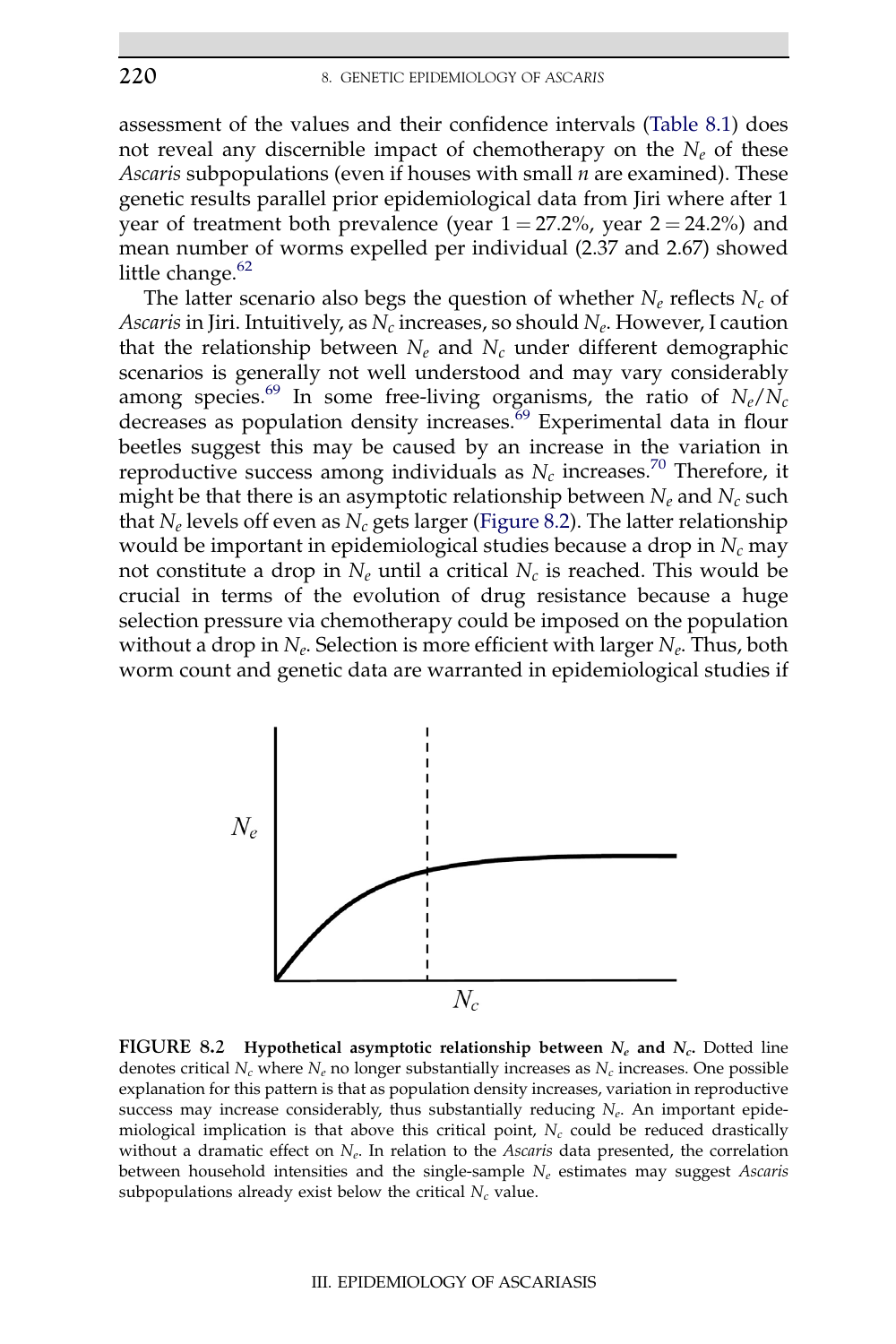assessment of the values and their confidence intervals (Table 8.1) does not reveal any discernible impact of chemotherapy on the $N_e$ of these *Ascaris* subpopulations (even if houses with small *n* are examined). These genetic results parallel prior epidemiological data from Jiri where after 1 year of treatment both prevalence (year 1 = 27.2%, year 2 = 24.2%) and mean number of worms expelled per individual (2.37 and 2.67) showed little change.[62]

The latter scenario also begs the question of whether $N_e$ reflects $N_c$ of *Ascaris* in Jiri. Intuitively, as $N_c$ increases, so should $N_e$. However, I caution that the relationship between $N_e$ and $N_c$ under different demographic scenarios is generally not well understood and may vary considerably among species.[69] In some free-living organisms, the ratio of $N_e/N_c$ decreases as population density increases.[69] Experimental data in flour beetles suggest this may be caused by an increase in the variation in reproductive success among individuals as $N_c$ increases.[70] Therefore, it might be that there is an asymptotic relationship between $N_e$ and $N_c$ such that $N_e$ levels off even as $N_c$ gets larger (Figure 8.2). The latter relationship would be important in epidemiological studies because a drop in $N_c$ may not constitute a drop in $N_e$ until a critical $N_c$ is reached. This would be crucial in terms of the evolution of drug resistance because a huge selection pressure via chemotherapy could be imposed on the population without a drop in $N_e$. Selection is more efficient with larger $N_e$. Thus, both worm count and genetic data are warranted in epidemiological studies if

$N_e$

$N_c$

**FIGURE 8.2 Hypothetical asymptotic relationship between $N_e$ and $N_c$.** Dotted line denotes critical $N_c$ where $N_e$ no longer substantially increases as $N_c$ increases. One possible explanation for this pattern is that as population density increases, variation in reproductive success may increase considerably, thus substantially reducing $N_e$. An important epidemiological implication is that above this critical point, $N_c$ could be reduced drastically without a dramatic effect on $N_e$. In relation to the *Ascaris* data presented, the correlation between household intensities and the single-sample $N_e$ estimates may suggest *Ascaris* subpopulations already exist below the critical $N_c$ value.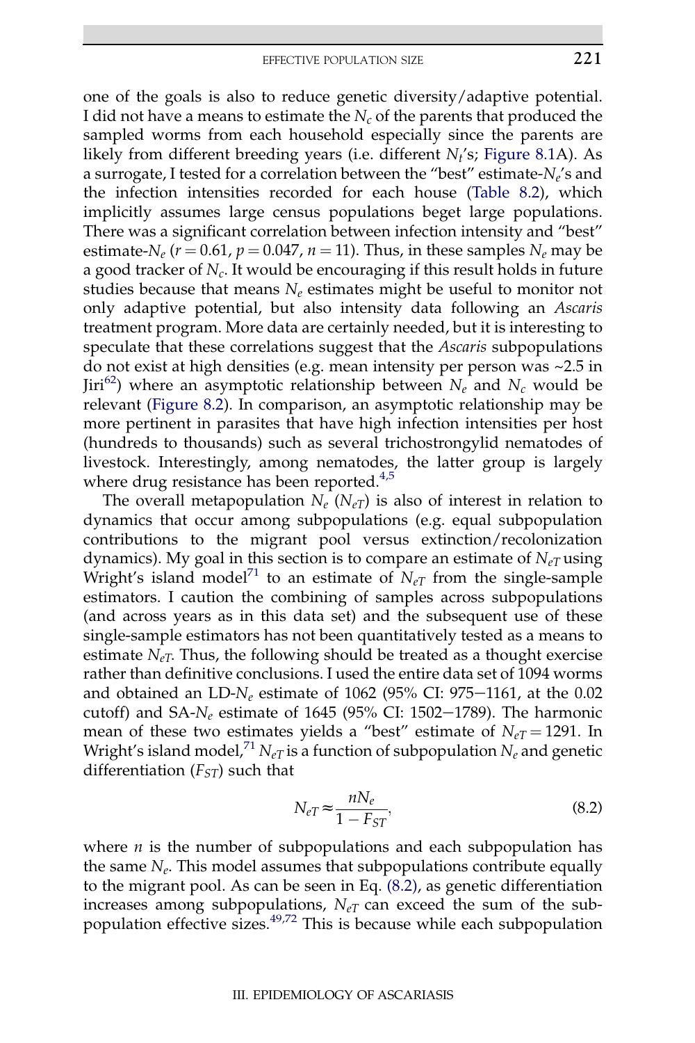one of the goals is also to reduce genetic diversity/adaptive potential. I did not have a means to estimate the $N_c$ of the parents that produced the sampled worms from each household especially since the parents are likely from different breeding years (i.e. different $N_t$'s; Figure 8.1A). As a surrogate, I tested for a correlation between the "best" estimate-$N_e$'s and the infection intensities recorded for each house (Table 8.2), which implicitly assumes large census populations beget large populations. There was a significant correlation between infection intensity and "best" estimate-$N_e$ ($r = 0.61$, $p = 0.047$, $n = 11$). Thus, in these samples $N_e$ may be a good tracker of $N_c$. It would be encouraging if this result holds in future studies because that means $N_e$ estimates might be useful to monitor not only adaptive potential, but also intensity data following an *Ascaris* treatment program. More data are certainly needed, but it is interesting to speculate that these correlations suggest that the *Ascaris* subpopulations do not exist at high densities (e.g. mean intensity per person was ~2.5 in Jiri[62]) where an asymptotic relationship between $N_e$ and $N_c$ would be relevant (Figure 8.2). In comparison, an asymptotic relationship may be more pertinent in parasites that have high infection intensities per host (hundreds to thousands) such as several trichostrongylid nematodes of livestock. Interestingly, among nematodes, the latter group is largely where drug resistance has been reported.[4,5]

The overall metapopulation $N_e$ ($N_{eT}$) is also of interest in relation to dynamics that occur among subpopulations (e.g. equal subpopulation contributions to the migrant pool versus extinction/recolonization dynamics). My goal in this section is to compare an estimate of $N_{eT}$ using Wright's island model[71] to an estimate of $N_{eT}$ from the single-sample estimators. I caution the combining of samples across subpopulations (and across years as in this data set) and the subsequent use of these single-sample estimators has not been quantitatively tested as a means to estimate $N_{eT}$. Thus, the following should be treated as a thought exercise rather than definitive conclusions. I used the entire data set of 1094 worms and obtained an LD-$N_e$ estimate of 1062 (95% CI: 975−1161, at the 0.02 cutoff) and SA-$N_e$ estimate of 1645 (95% CI: 1502−1789). The harmonic mean of these two estimates yields a "best" estimate of $N_{eT} = 1291$. In Wright's island model,[71] $N_{eT}$ is a function of subpopulation $N_e$ and genetic differentiation ($F_{ST}$) such that

$$N_{eT} \approx \frac{nN_e}{1 - F_{ST}}, \tag{8.2}$$

where $n$ is the number of subpopulations and each subpopulation has the same $N_e$. This model assumes that subpopulations contribute equally to the migrant pool. As can be seen in Eq. (8.2), as genetic differentiation increases among subpopulations, $N_{eT}$ can exceed the sum of the subpopulation effective sizes.[49,72] This is because while each subpopulation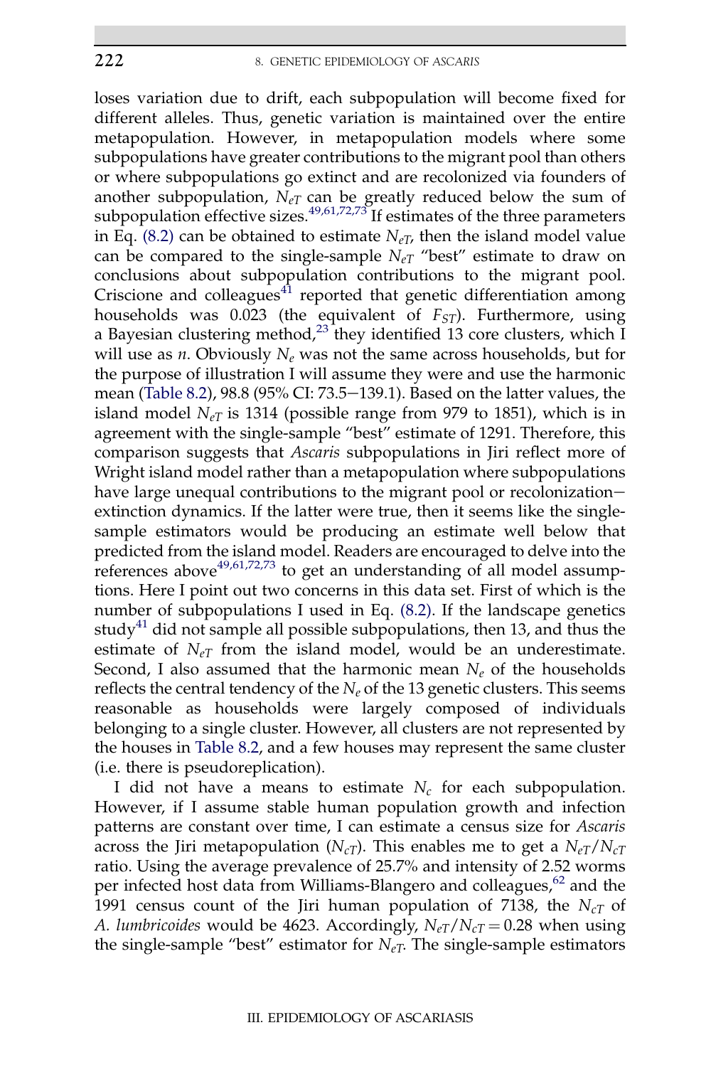loses variation due to drift, each subpopulation will become fixed for different alleles. Thus, genetic variation is maintained over the entire metapopulation. However, in metapopulation models where some subpopulations have greater contributions to the migrant pool than others or where subpopulations go extinct and are recolonized via founders of another subpopulation, $N_{eT}$ can be greatly reduced below the sum of subpopulation effective sizes.[49,61,72,73] If estimates of the three parameters in Eq. (8.2) can be obtained to estimate $N_{eT}$, then the island model value can be compared to the single-sample $N_{eT}$ "best" estimate to draw on conclusions about subpopulation contributions to the migrant pool. Criscione and colleagues[41] reported that genetic differentiation among households was 0.023 (the equivalent of $F_{ST}$). Furthermore, using a Bayesian clustering method,[23] they identified 13 core clusters, which I will use as $n$. Obviously $N_e$ was not the same across households, but for the purpose of illustration I will assume they were and use the harmonic mean (Table 8.2), 98.8 (95% CI: 73.5−139.1). Based on the latter values, the island model $N_{eT}$ is 1314 (possible range from 979 to 1851), which is in agreement with the single-sample "best" estimate of 1291. Therefore, this comparison suggests that *Ascaris* subpopulations in Jiri reflect more of Wright island model rather than a metapopulation where subpopulations have large unequal contributions to the migrant pool or recolonization−extinction dynamics. If the latter were true, then it seems like the single-sample estimators would be producing an estimate well below that predicted from the island model. Readers are encouraged to delve into the references above[49,61,72,73] to get an understanding of all model assumptions. Here I point out two concerns in this data set. First of which is the number of subpopulations I used in Eq. (8.2). If the landscape genetics study[41] did not sample all possible subpopulations, then 13, and thus the estimate of $N_{eT}$ from the island model, would be an underestimate. Second, I also assumed that the harmonic mean $N_e$ of the households reflects the central tendency of the $N_e$ of the 13 genetic clusters. This seems reasonable as households were largely composed of individuals belonging to a single cluster. However, all clusters are not represented by the houses in Table 8.2, and a few houses may represent the same cluster (i.e. there is pseudoreplication).

I did not have a means to estimate $N_c$ for each subpopulation. However, if I assume stable human population growth and infection patterns are constant over time, I can estimate a census size for *Ascaris* across the Jiri metapopulation ($N_{cT}$). This enables me to get a $N_{eT}/N_{cT}$ ratio. Using the average prevalence of 25.7% and intensity of 2.52 worms per infected host data from Williams-Blangero and colleagues,[62] and the 1991 census count of the Jiri human population of 7138, the $N_{cT}$ of *A. lumbricoides* would be 4623. Accordingly, $N_{eT}/N_{cT} = 0.28$ when using the single-sample "best" estimator for $N_{eT}$. The single-sample estimators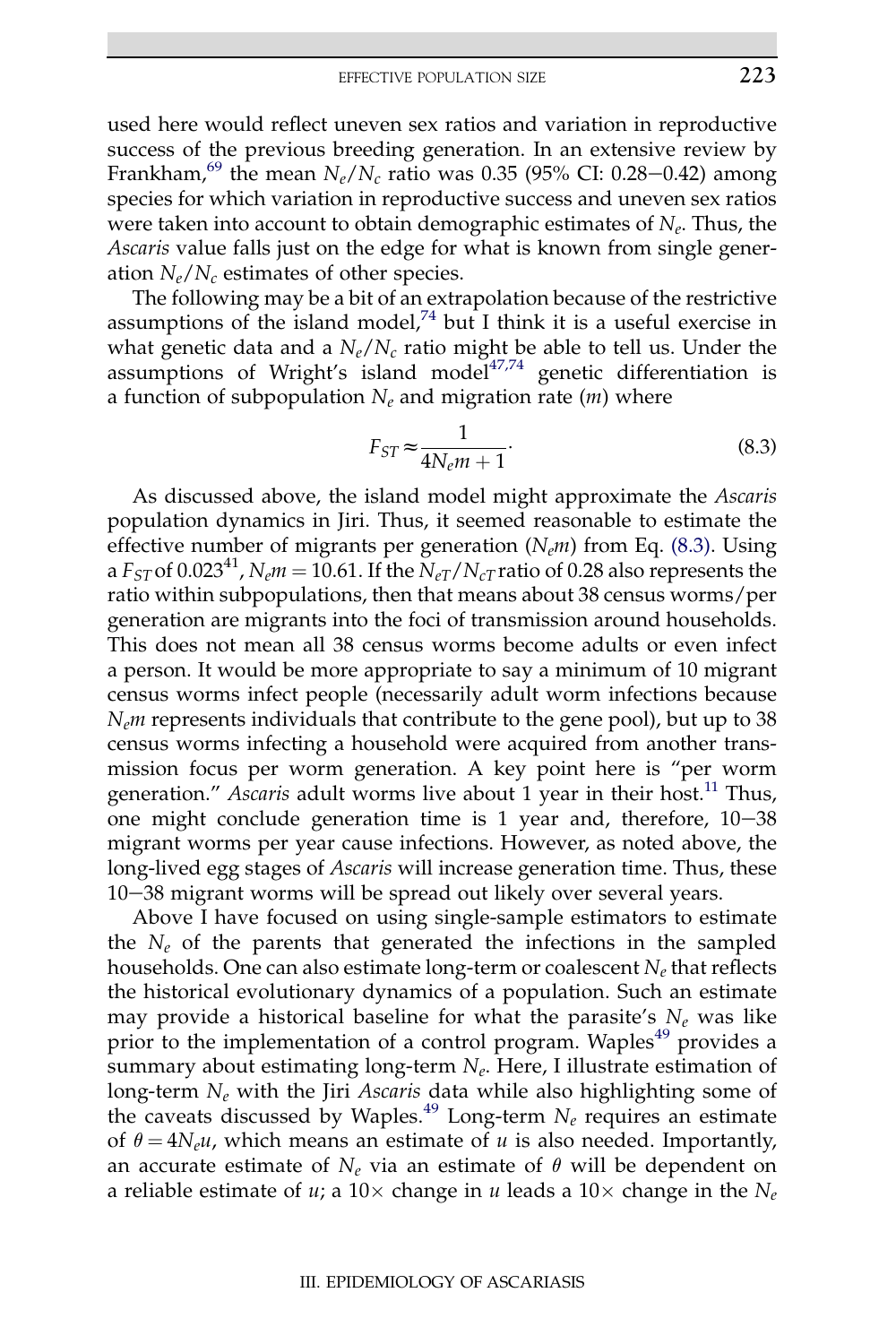used here would reflect uneven sex ratios and variation in reproductive success of the previous breeding generation. In an extensive review by Frankham,[69] the mean $N_e/N_c$ ratio was 0.35 (95% CI: 0.28−0.42) among species for which variation in reproductive success and uneven sex ratios were taken into account to obtain demographic estimates of $N_e$. Thus, the *Ascaris* value falls just on the edge for what is known from single generation $N_e/N_c$ estimates of other species.

The following may be a bit of an extrapolation because of the restrictive assumptions of the island model,[74] but I think it is a useful exercise in what genetic data and a $N_e/N_c$ ratio might be able to tell us. Under the assumptions of Wright's island model[47,74] genetic differentiation is a function of subpopulation $N_e$ and migration rate ($m$) where

$$F_{ST} \approx \frac{1}{4N_e m + 1}. \tag{8.3}$$

As discussed above, the island model might approximate the *Ascaris* population dynamics in Jiri. Thus, it seemed reasonable to estimate the effective number of migrants per generation ($N_e m$) from Eq. (8.3). Using a $F_{ST}$ of 0.023[41], $N_e m = 10.61$. If the $N_{eT}/N_{cT}$ ratio of 0.28 also represents the ratio within subpopulations, then that means about 38 census worms/per generation are migrants into the foci of transmission around households. This does not mean all 38 census worms become adults or even infect a person. It would be more appropriate to say a minimum of 10 migrant census worms infect people (necessarily adult worm infections because $N_e m$ represents individuals that contribute to the gene pool), but up to 38 census worms infecting a household were acquired from another transmission focus per worm generation. A key point here is "per worm generation." *Ascaris* adult worms live about 1 year in their host.[11] Thus, one might conclude generation time is 1 year and, therefore, 10−38 migrant worms per year cause infections. However, as noted above, the long-lived egg stages of *Ascaris* will increase generation time. Thus, these 10−38 migrant worms will be spread out likely over several years.

Above I have focused on using single-sample estimators to estimate the $N_e$ of the parents that generated the infections in the sampled households. One can also estimate long-term or coalescent $N_e$ that reflects the historical evolutionary dynamics of a population. Such an estimate may provide a historical baseline for what the parasite's $N_e$ was like prior to the implementation of a control program. Waples[49] provides a summary about estimating long-term $N_e$. Here, I illustrate estimation of long-term $N_e$ with the Jiri *Ascaris* data while also highlighting some of the caveats discussed by Waples.[49] Long-term $N_e$ requires an estimate of $\theta = 4N_e u$, which means an estimate of $u$ is also needed. Importantly, an accurate estimate of $N_e$ via an estimate of $\theta$ will be dependent on a reliable estimate of $u$; a 10× change in $u$ leads a 10× change in the $N_e$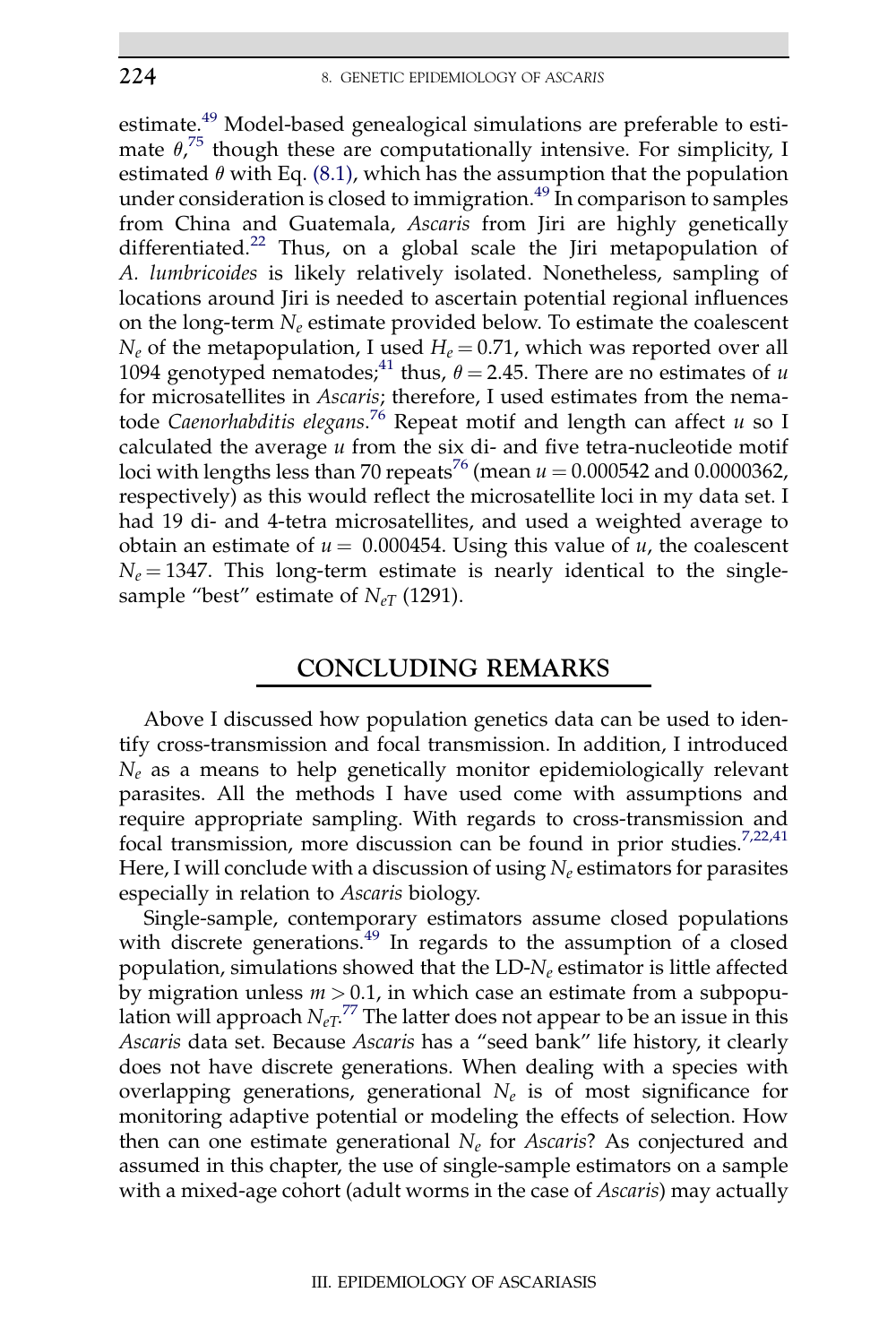estimate.[49] Model-based genealogical simulations are preferable to estimate $\theta$,[75] though these are computationally intensive. For simplicity, I estimated $\theta$ with Eq. (8.1), which has the assumption that the population under consideration is closed to immigration.[49] In comparison to samples from China and Guatemala, *Ascaris* from Jiri are highly genetically differentiated.[22] Thus, on a global scale the Jiri metapopulation of *A. lumbricoides* is likely relatively isolated. Nonetheless, sampling of locations around Jiri is needed to ascertain potential regional influences on the long-term $N_e$ estimate provided below. To estimate the coalescent $N_e$ of the metapopulation, I used $H_e = 0.71$, which was reported over all 1094 genotyped nematodes;[41] thus, $\theta = 2.45$. There are no estimates of $u$ for microsatellites in *Ascaris*; therefore, I used estimates from the nematode *Caenorhabditis elegans*.[76] Repeat motif and length can affect $u$ so I calculated the average $u$ from the six di- and five tetra-nucleotide motif loci with lengths less than 70 repeats[76] (mean $u = 0.000542$ and $0.0000362$, respectively) as this would reflect the microsatellite loci in my data set. I had 19 di- and 4-tetra microsatellites, and used a weighted average to obtain an estimate of $u = 0.000454$. Using this value of $u$, the coalescent $N_e = 1347$. This long-term estimate is nearly identical to the single-sample "best" estimate of $N_{eT}$ (1291).

## CONCLUDING REMARKS

Above I discussed how population genetics data can be used to identify cross-transmission and focal transmission. In addition, I introduced $N_e$ as a means to help genetically monitor epidemiologically relevant parasites. All the methods I have used come with assumptions and require appropriate sampling. With regards to cross-transmission and focal transmission, more discussion can be found in prior studies.[7,22,41] Here, I will conclude with a discussion of using $N_e$ estimators for parasites especially in relation to *Ascaris* biology.

Single-sample, contemporary estimators assume closed populations with discrete generations.[49] In regards to the assumption of a closed population, simulations showed that the LD-$N_e$ estimator is little affected by migration unless $m > 0.1$, in which case an estimate from a subpopulation will approach $N_{eT}$.[77] The latter does not appear to be an issue in this *Ascaris* data set. Because *Ascaris* has a "seed bank" life history, it clearly does not have discrete generations. When dealing with a species with overlapping generations, generational $N_e$ is of most significance for monitoring adaptive potential or modeling the effects of selection. How then can one estimate generational $N_e$ for *Ascaris*? As conjectured and assumed in this chapter, the use of single-sample estimators on a sample with a mixed-age cohort (adult worms in the case of *Ascaris*) may actually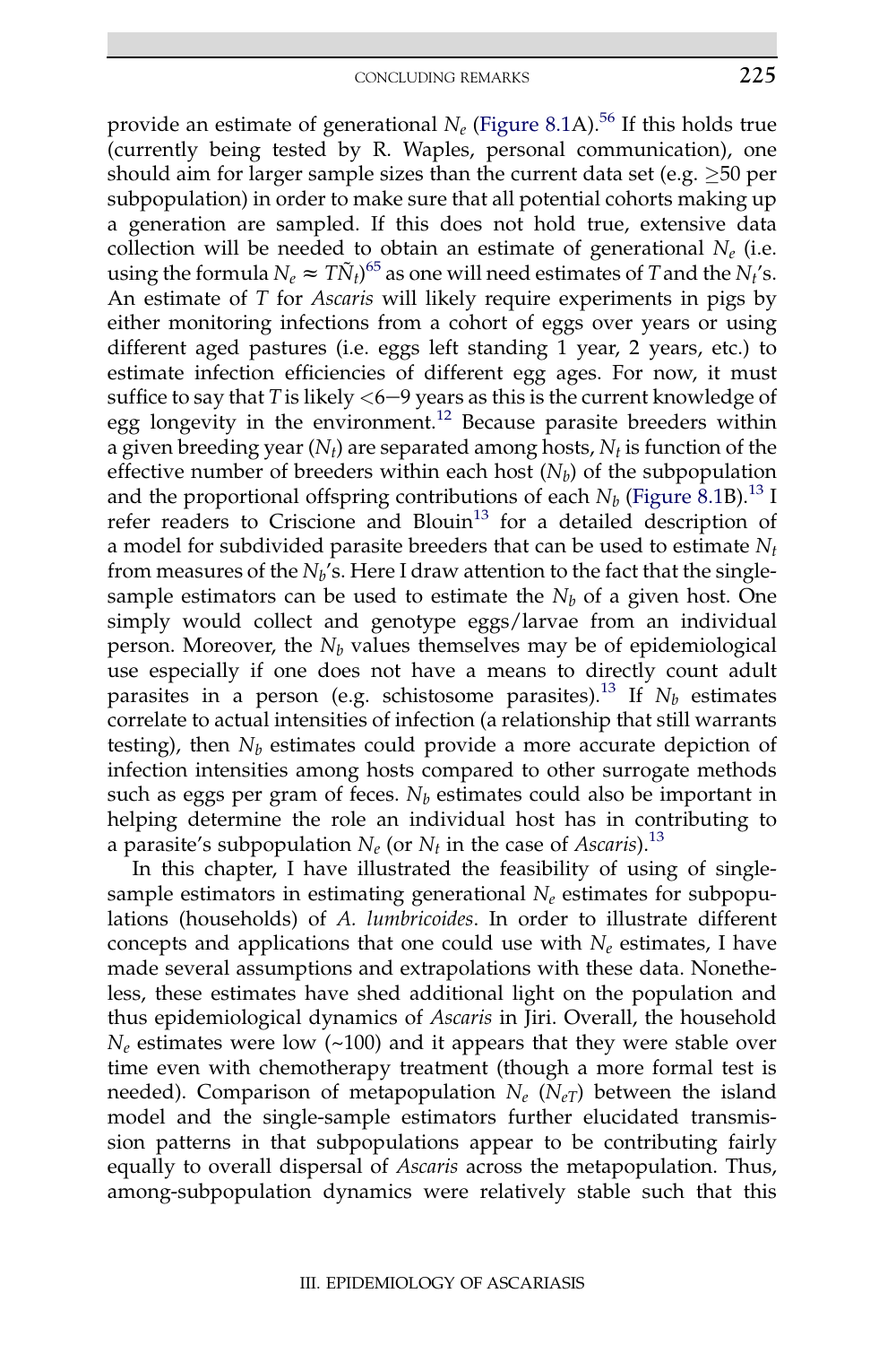provide an estimate of generational $N_e$ (Figure 8.1A).[56] If this holds true (currently being tested by R. Waples, personal communication), one should aim for larger sample sizes than the current data set (e.g. ≥50 per subpopulation) in order to make sure that all potential cohorts making up a generation are sampled. If this does not hold true, extensive data collection will be needed to obtain an estimate of generational $N_e$ (i.e. using the formula $N_e \approx T\tilde{N}_t$)[65] as one will need estimates of $T$ and the $N_t$'s. An estimate of $T$ for *Ascaris* will likely require experiments in pigs by either monitoring infections from a cohort of eggs over years or using different aged pastures (i.e. eggs left standing 1 year, 2 years, etc.) to estimate infection efficiencies of different egg ages. For now, it must suffice to say that $T$ is likely <6−9 years as this is the current knowledge of egg longevity in the environment.[12] Because parasite breeders within a given breeding year ($N_t$) are separated among hosts, $N_t$ is function of the effective number of breeders within each host ($N_b$) of the subpopulation and the proportional offspring contributions of each $N_b$ (Figure 8.1B).[13] I refer readers to Criscione and Blouin[13] for a detailed description of a model for subdivided parasite breeders that can be used to estimate $N_t$ from measures of the $N_b$'s. Here I draw attention to the fact that the single-sample estimators can be used to estimate the $N_b$ of a given host. One simply would collect and genotype eggs/larvae from an individual person. Moreover, the $N_b$ values themselves may be of epidemiological use especially if one does not have a means to directly count adult parasites in a person (e.g. schistosome parasites).[13] If $N_b$ estimates correlate to actual intensities of infection (a relationship that still warrants testing), then $N_b$ estimates could provide a more accurate depiction of infection intensities among hosts compared to other surrogate methods such as eggs per gram of feces. $N_b$ estimates could also be important in helping determine the role an individual host has in contributing to a parasite's subpopulation $N_e$ (or $N_t$ in the case of *Ascaris*).[13]

In this chapter, I have illustrated the feasibility of using of single-sample estimators in estimating generational $N_e$ estimates for subpopulations (households) of *A. lumbricoides*. In order to illustrate different concepts and applications that one could use with $N_e$ estimates, I have made several assumptions and extrapolations with these data. Nonetheless, these estimates have shed additional light on the population and thus epidemiological dynamics of *Ascaris* in Jiri. Overall, the household $N_e$ estimates were low (~100) and it appears that they were stable over time even with chemotherapy treatment (though a more formal test is needed). Comparison of metapopulation $N_e$ ($N_{eT}$) between the island model and the single-sample estimators further elucidated transmission patterns in that subpopulations appear to be contributing fairly equally to overall dispersal of *Ascaris* across the metapopulation. Thus, among-subpopulation dynamics were relatively stable such that this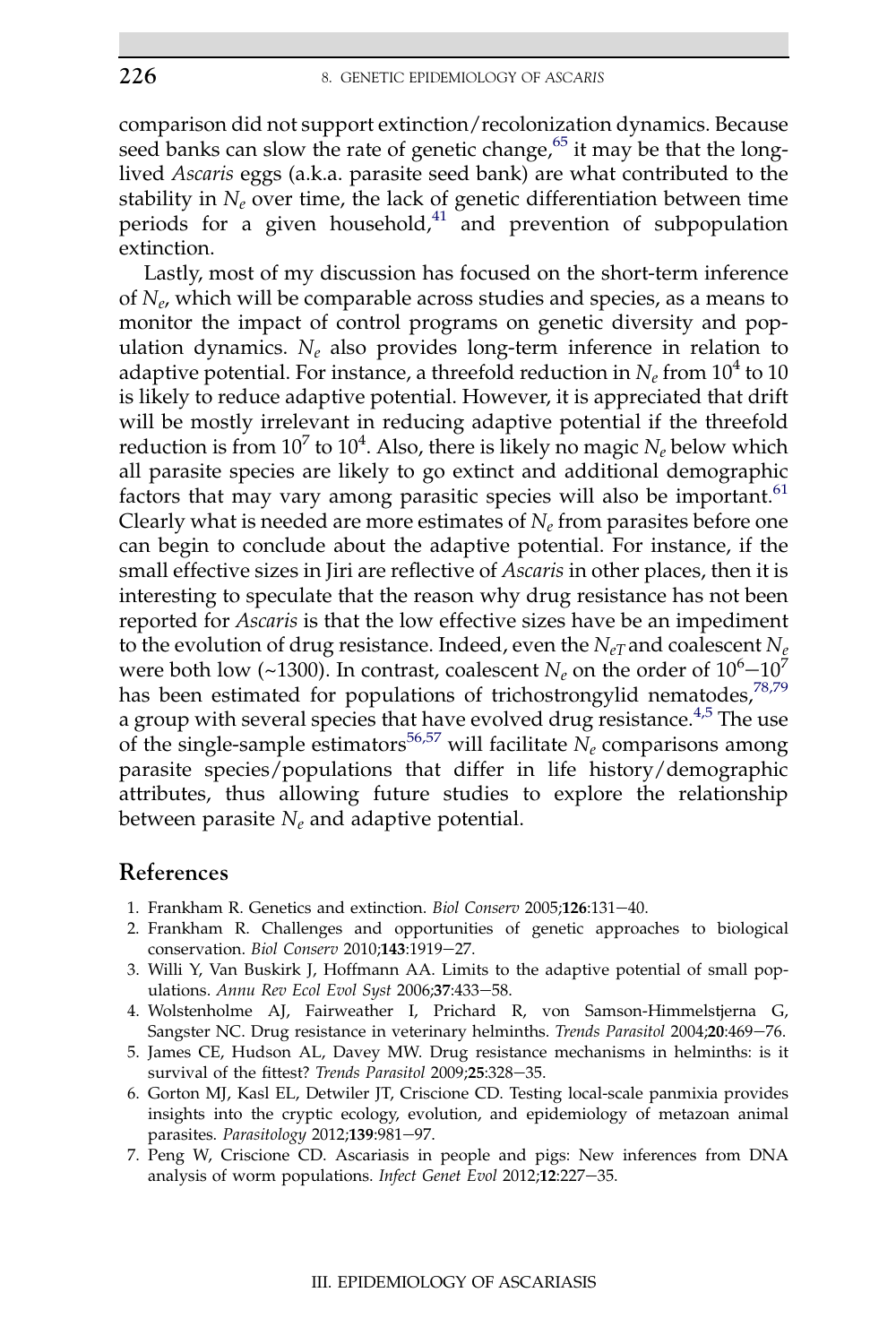comparison did not support extinction/recolonization dynamics. Because seed banks can slow the rate of genetic change,[65] it may be that the long-lived *Ascaris* eggs (a.k.a. parasite seed bank) are what contributed to the stability in $N_e$ over time, the lack of genetic differentiation between time periods for a given household,[41] and prevention of subpopulation extinction.

Lastly, most of my discussion has focused on the short-term inference of $N_e$, which will be comparable across studies and species, as a means to monitor the impact of control programs on genetic diversity and population dynamics. $N_e$ also provides long-term inference in relation to adaptive potential. For instance, a threefold reduction in $N_e$ from $10^4$ to 10 is likely to reduce adaptive potential. However, it is appreciated that drift will be mostly irrelevant in reducing adaptive potential if the threefold reduction is from $10^7$ to $10^4$. Also, there is likely no magic $N_e$ below which all parasite species are likely to go extinct and additional demographic factors that may vary among parasitic species will also be important.[61] Clearly what is needed are more estimates of $N_e$ from parasites before one can begin to conclude about the adaptive potential. For instance, if the small effective sizes in Jiri are reflective of *Ascaris* in other places, then it is interesting to speculate that the reason why drug resistance has not been reported for *Ascaris* is that the low effective sizes have be an impediment to the evolution of drug resistance. Indeed, even the $N_{eT}$ and coalescent $N_e$ were both low (~1300). In contrast, coalescent $N_e$ on the order of $10^6$–$10^7$ has been estimated for populations of trichostrongylid nematodes,[78,79] a group with several species that have evolved drug resistance.[4,5] The use of the single-sample estimators[56,57] will facilitate $N_e$ comparisons among parasite species/populations that differ in life history/demographic attributes, thus allowing future studies to explore the relationship between parasite $N_e$ and adaptive potential.

## References

1. Frankham R. Genetics and extinction. *Biol Conserv* 2005;**126**:131–40.
2. Frankham R. Challenges and opportunities of genetic approaches to biological conservation. *Biol Conserv* 2010;**143**:1919–27.
3. Willi Y, Van Buskirk J, Hoffmann AA. Limits to the adaptive potential of small populations. *Annu Rev Ecol Evol Syst* 2006;**37**:433–58.
4. Wolstenholme AJ, Fairweather I, Prichard R, von Samson-Himmelstjerna G, Sangster NC. Drug resistance in veterinary helminths. *Trends Parasitol* 2004;**20**:469–76.
5. James CE, Hudson AL, Davey MW. Drug resistance mechanisms in helminths: is it survival of the fittest? *Trends Parasitol* 2009;**25**:328–35.
6. Gorton MJ, Kasl EL, Detwiler JT, Criscione CD. Testing local-scale panmixia provides insights into the cryptic ecology, evolution, and epidemiology of metazoan animal parasites. *Parasitology* 2012;**139**:981–97.
7. Peng W, Criscione CD. Ascariasis in people and pigs: New inferences from DNA analysis of worm populations. *Infect Genet Evol* 2012;**12**:227–35.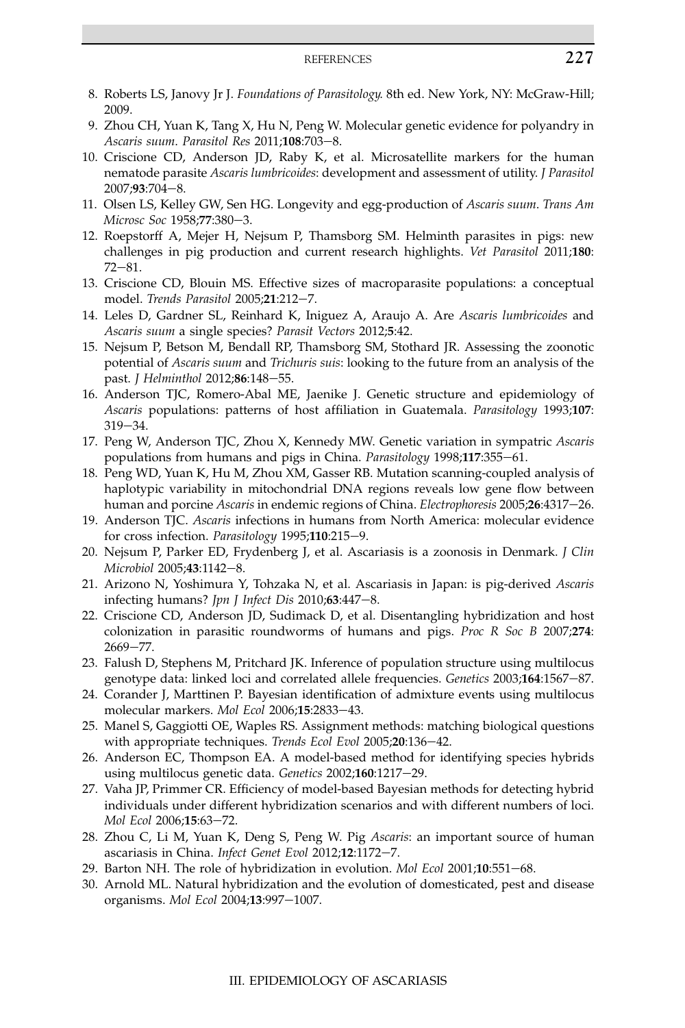8. Roberts LS, Janovy Jr J. *Foundations of Parasitology*. 8th ed. New York, NY: McGraw-Hill; 2009.
9. Zhou CH, Yuan K, Tang X, Hu N, Peng W. Molecular genetic evidence for polyandry in *Ascaris suum*. *Parasitol Res* 2011;**108**:703−8.
10. Criscione CD, Anderson JD, Raby K, et al. Microsatellite markers for the human nematode parasite *Ascaris lumbricoides*: development and assessment of utility. *J Parasitol* 2007;**93**:704−8.
11. Olsen LS, Kelley GW, Sen HG. Longevity and egg-production of *Ascaris suum*. *Trans Am Microsc Soc* 1958;**77**:380−3.
12. Roepstorff A, Mejer H, Nejsum P, Thamsborg SM. Helminth parasites in pigs: new challenges in pig production and current research highlights. *Vet Parasitol* 2011;**180**: 72−81.
13. Criscione CD, Blouin MS. Effective sizes of macroparasite populations: a conceptual model. *Trends Parasitol* 2005;**21**:212−7.
14. Leles D, Gardner SL, Reinhard K, Iniguez A, Araujo A. Are *Ascaris lumbricoides* and *Ascaris suum* a single species? *Parasit Vectors* 2012;**5**:42.
15. Nejsum P, Betson M, Bendall RP, Thamsborg SM, Stothard JR. Assessing the zoonotic potential of *Ascaris suum* and *Trichuris suis*: looking to the future from an analysis of the past. *J Helminthol* 2012;**86**:148−55.
16. Anderson TJC, Romero-Abal ME, Jaenike J. Genetic structure and epidemiology of *Ascaris* populations: patterns of host affiliation in Guatemala. *Parasitology* 1993;**107**: 319−34.
17. Peng W, Anderson TJC, Zhou X, Kennedy MW. Genetic variation in sympatric *Ascaris* populations from humans and pigs in China. *Parasitology* 1998;**117**:355−61.
18. Peng WD, Yuan K, Hu M, Zhou XM, Gasser RB. Mutation scanning-coupled analysis of haplotypic variability in mitochondrial DNA regions reveals low gene flow between human and porcine *Ascaris* in endemic regions of China. *Electrophoresis* 2005;**26**:4317−26.
19. Anderson TJC. *Ascaris* infections in humans from North America: molecular evidence for cross infection. *Parasitology* 1995;**110**:215−9.
20. Nejsum P, Parker ED, Frydenberg J, et al. Ascariasis is a zoonosis in Denmark. *J Clin Microbiol* 2005;**43**:1142−8.
21. Arizono N, Yoshimura Y, Tohzaka N, et al. Ascariasis in Japan: is pig-derived *Ascaris* infecting humans? *Jpn J Infect Dis* 2010;**63**:447−8.
22. Criscione CD, Anderson JD, Sudimack D, et al. Disentangling hybridization and host colonization in parasitic roundworms of humans and pigs. *Proc R Soc B* 2007;**274**: 2669−77.
23. Falush D, Stephens M, Pritchard JK. Inference of population structure using multilocus genotype data: linked loci and correlated allele frequencies. *Genetics* 2003;**164**:1567−87.
24. Corander J, Marttinen P. Bayesian identification of admixture events using multilocus molecular markers. *Mol Ecol* 2006;**15**:2833−43.
25. Manel S, Gaggiotti OE, Waples RS. Assignment methods: matching biological questions with appropriate techniques. *Trends Ecol Evol* 2005;**20**:136−42.
26. Anderson EC, Thompson EA. A model-based method for identifying species hybrids using multilocus genetic data. *Genetics* 2002;**160**:1217−29.
27. Vaha JP, Primmer CR. Efficiency of model-based Bayesian methods for detecting hybrid individuals under different hybridization scenarios and with different numbers of loci. *Mol Ecol* 2006;**15**:63−72.
28. Zhou C, Li M, Yuan K, Deng S, Peng W. Pig *Ascaris*: an important source of human ascariasis in China. *Infect Genet Evol* 2012;**12**:1172−7.
29. Barton NH. The role of hybridization in evolution. *Mol Ecol* 2001;**10**:551−68.
30. Arnold ML. Natural hybridization and the evolution of domesticated, pest and disease organisms. *Mol Ecol* 2004;**13**:997−1007.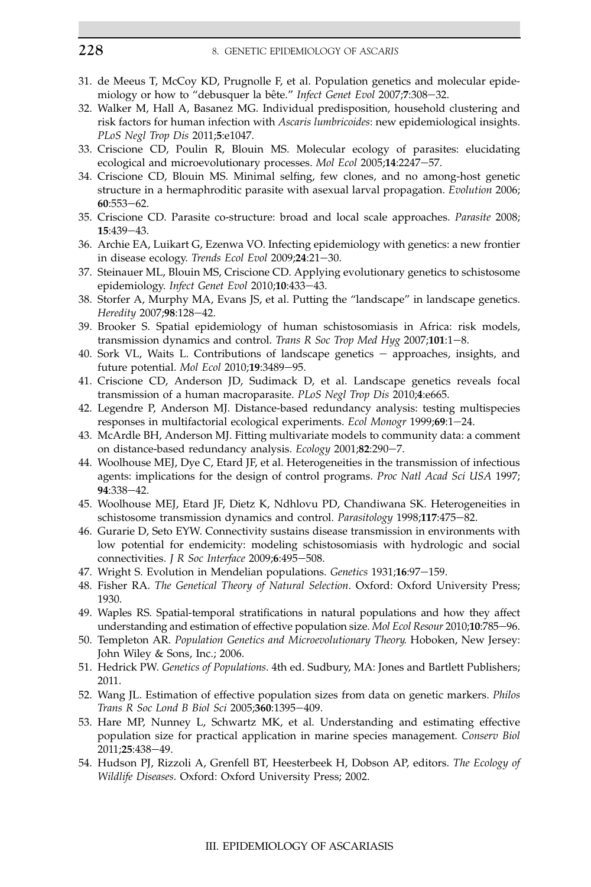31. de Meeus T, McCoy KD, Prugnolle F, et al. Population genetics and molecular epidemiology or how to "debusquer la bête." *Infect Genet Evol* 2007;**7**:308–32.
32. Walker M, Hall A, Basanez MG. Individual predisposition, household clustering and risk factors for human infection with *Ascaris lumbricoides*: new epidemiological insights. *PLoS Negl Trop Dis* 2011;**5**:e1047.
33. Criscione CD, Poulin R, Blouin MS. Molecular ecology of parasites: elucidating ecological and microevolutionary processes. *Mol Ecol* 2005;**14**:2247–57.
34. Criscione CD, Blouin MS. Minimal selfing, few clones, and no among-host genetic structure in a hermaphroditic parasite with asexual larval propagation. *Evolution* 2006; **60**:553–62.
35. Criscione CD. Parasite co-structure: broad and local scale approaches. *Parasite* 2008; **15**:439–43.
36. Archie EA, Luikart G, Ezenwa VO. Infecting epidemiology with genetics: a new frontier in disease ecology. *Trends Ecol Evol* 2009;**24**:21–30.
37. Steinauer ML, Blouin MS, Criscione CD. Applying evolutionary genetics to schistosome epidemiology. *Infect Genet Evol* 2010;**10**:433–43.
38. Storfer A, Murphy MA, Evans JS, et al. Putting the "landscape" in landscape genetics. *Heredity* 2007;**98**:128–42.
39. Brooker S. Spatial epidemiology of human schistosomiasis in Africa: risk models, transmission dynamics and control. *Trans R Soc Trop Med Hyg* 2007;**101**:1–8.
40. Sork VL, Waits L. Contributions of landscape genetics – approaches, insights, and future potential. *Mol Ecol* 2010;**19**:3489–95.
41. Criscione CD, Anderson JD, Sudimack D, et al. Landscape genetics reveals focal transmission of a human macroparasite. *PLoS Negl Trop Dis* 2010;**4**:e665.
42. Legendre P, Anderson MJ. Distance-based redundancy analysis: testing multispecies responses in multifactorial ecological experiments. *Ecol Monogr* 1999;**69**:1–24.
43. McArdle BH, Anderson MJ. Fitting multivariate models to community data: a comment on distance-based redundancy analysis. *Ecology* 2001;**82**:290–7.
44. Woolhouse MEJ, Dye C, Etard JF, et al. Heterogeneities in the transmission of infectious agents: implications for the design of control programs. *Proc Natl Acad Sci USA* 1997; **94**:338–42.
45. Woolhouse MEJ, Etard JF, Dietz K, Ndhlovu PD, Chandiwana SK. Heterogeneities in schistosome transmission dynamics and control. *Parasitology* 1998;**117**:475–82.
46. Gurarie D, Seto EYW. Connectivity sustains disease transmission in environments with low potential for endemicity: modeling schistosomiasis with hydrologic and social connectivities. *J R Soc Interface* 2009;**6**:495–508.
47. Wright S. Evolution in Mendelian populations. *Genetics* 1931;**16**:97–159.
48. Fisher RA. *The Genetical Theory of Natural Selection*. Oxford: Oxford University Press; 1930.
49. Waples RS. Spatial-temporal stratifications in natural populations and how they affect understanding and estimation of effective population size. *Mol Ecol Resour* 2010;**10**:785–96.
50. Templeton AR. *Population Genetics and Microevolutionary Theory*. Hoboken, New Jersey: John Wiley & Sons, Inc.; 2006.
51. Hedrick PW. *Genetics of Populations*. 4th ed. Sudbury, MA: Jones and Bartlett Publishers; 2011.
52. Wang JL. Estimation of effective population sizes from data on genetic markers. *Philos Trans R Soc Lond B Biol Sci* 2005;**360**:1395–409.
53. Hare MP, Nunney L, Schwartz MK, et al. Understanding and estimating effective population size for practical application in marine species management. *Conserv Biol* 2011;**25**:438–49.
54. Hudson PJ, Rizzoli A, Grenfell BT, Heesterbeek H, Dobson AP, editors. *The Ecology of Wildlife Diseases*. Oxford: Oxford University Press; 2002.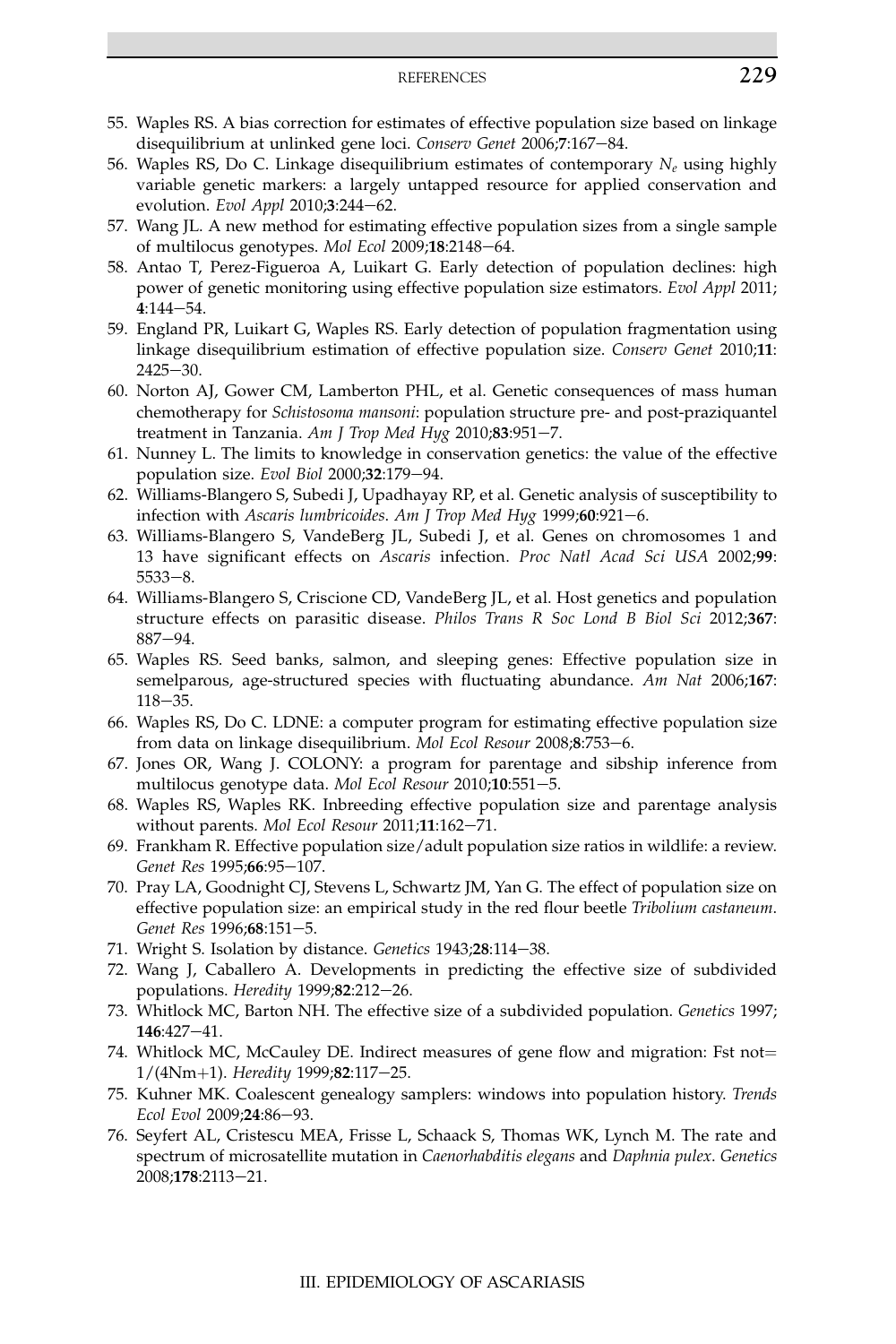55. Waples RS. A bias correction for estimates of effective population size based on linkage disequilibrium at unlinked gene loci. *Conserv Genet* 2006;**7**:167–84.
56. Waples RS, Do C. Linkage disequilibrium estimates of contemporary $N_e$ using highly variable genetic markers: a largely untapped resource for applied conservation and evolution. *Evol Appl* 2010;**3**:244–62.
57. Wang JL. A new method for estimating effective population sizes from a single sample of multilocus genotypes. *Mol Ecol* 2009;**18**:2148–64.
58. Antao T, Perez-Figueroa A, Luikart G. Early detection of population declines: high power of genetic monitoring using effective population size estimators. *Evol Appl* 2011; **4**:144–54.
59. England PR, Luikart G, Waples RS. Early detection of population fragmentation using linkage disequilibrium estimation of effective population size. *Conserv Genet* 2010;**11**: 2425–30.
60. Norton AJ, Gower CM, Lamberton PHL, et al. Genetic consequences of mass human chemotherapy for *Schistosoma mansoni*: population structure pre- and post-praziquantel treatment in Tanzania. *Am J Trop Med Hyg* 2010;**83**:951–7.
61. Nunney L. The limits to knowledge in conservation genetics: the value of the effective population size. *Evol Biol* 2000;**32**:179–94.
62. Williams-Blangero S, Subedi J, Upadhayay RP, et al. Genetic analysis of susceptibility to infection with *Ascaris lumbricoides*. *Am J Trop Med Hyg* 1999;**60**:921–6.
63. Williams-Blangero S, VandeBerg JL, Subedi J, et al. Genes on chromosomes 1 and 13 have significant effects on *Ascaris* infection. *Proc Natl Acad Sci USA* 2002;**99**: 5533–8.
64. Williams-Blangero S, Criscione CD, VandeBerg JL, et al. Host genetics and population structure effects on parasitic disease. *Philos Trans R Soc Lond B Biol Sci* 2012;**367**: 887–94.
65. Waples RS. Seed banks, salmon, and sleeping genes: Effective population size in semelparous, age-structured species with fluctuating abundance. *Am Nat* 2006;**167**: 118–35.
66. Waples RS, Do C. LDNE: a computer program for estimating effective population size from data on linkage disequilibrium. *Mol Ecol Resour* 2008;**8**:753–6.
67. Jones OR, Wang J. COLONY: a program for parentage and sibship inference from multilocus genotype data. *Mol Ecol Resour* 2010;**10**:551–5.
68. Waples RS, Waples RK. Inbreeding effective population size and parentage analysis without parents. *Mol Ecol Resour* 2011;**11**:162–71.
69. Frankham R. Effective population size/adult population size ratios in wildlife: a review. *Genet Res* 1995;**66**:95–107.
70. Pray LA, Goodnight CJ, Stevens L, Schwartz JM, Yan G. The effect of population size on effective population size: an empirical study in the red flour beetle *Tribolium castaneum*. *Genet Res* 1996;**68**:151–5.
71. Wright S. Isolation by distance. *Genetics* 1943;**28**:114–38.
72. Wang J, Caballero A. Developments in predicting the effective size of subdivided populations. *Heredity* 1999;**82**:212–26.
73. Whitlock MC, Barton NH. The effective size of a subdivided population. *Genetics* 1997; **146**:427–41.
74. Whitlock MC, McCauley DE. Indirect measures of gene flow and migration: Fst not= 1/(4Nm+1). *Heredity* 1999;**82**:117–25.
75. Kuhner MK. Coalescent genealogy samplers: windows into population history. *Trends Ecol Evol* 2009;**24**:86–93.
76. Seyfert AL, Cristescu MEA, Frisse L, Schaack S, Thomas WK, Lynch M. The rate and spectrum of microsatellite mutation in *Caenorhabditis elegans* and *Daphnia pulex*. *Genetics* 2008;**178**:2113–21.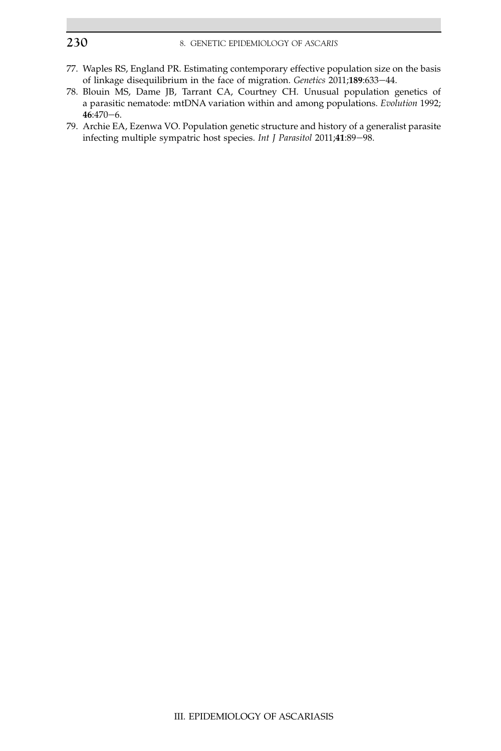77. Waples RS, England PR. Estimating contemporary effective population size on the basis of linkage disequilibrium in the face of migration. *Genetics* 2011;**189**:633–44.
78. Blouin MS, Dame JB, Tarrant CA, Courtney CH. Unusual population genetics of a parasitic nematode: mtDNA variation within and among populations. *Evolution* 1992; **46**:470–6.
79. Archie EA, Ezenwa VO. Population genetic structure and history of a generalist parasite infecting multiple sympatric host species. *Int J Parasitol* 2011;**41**:89–98.